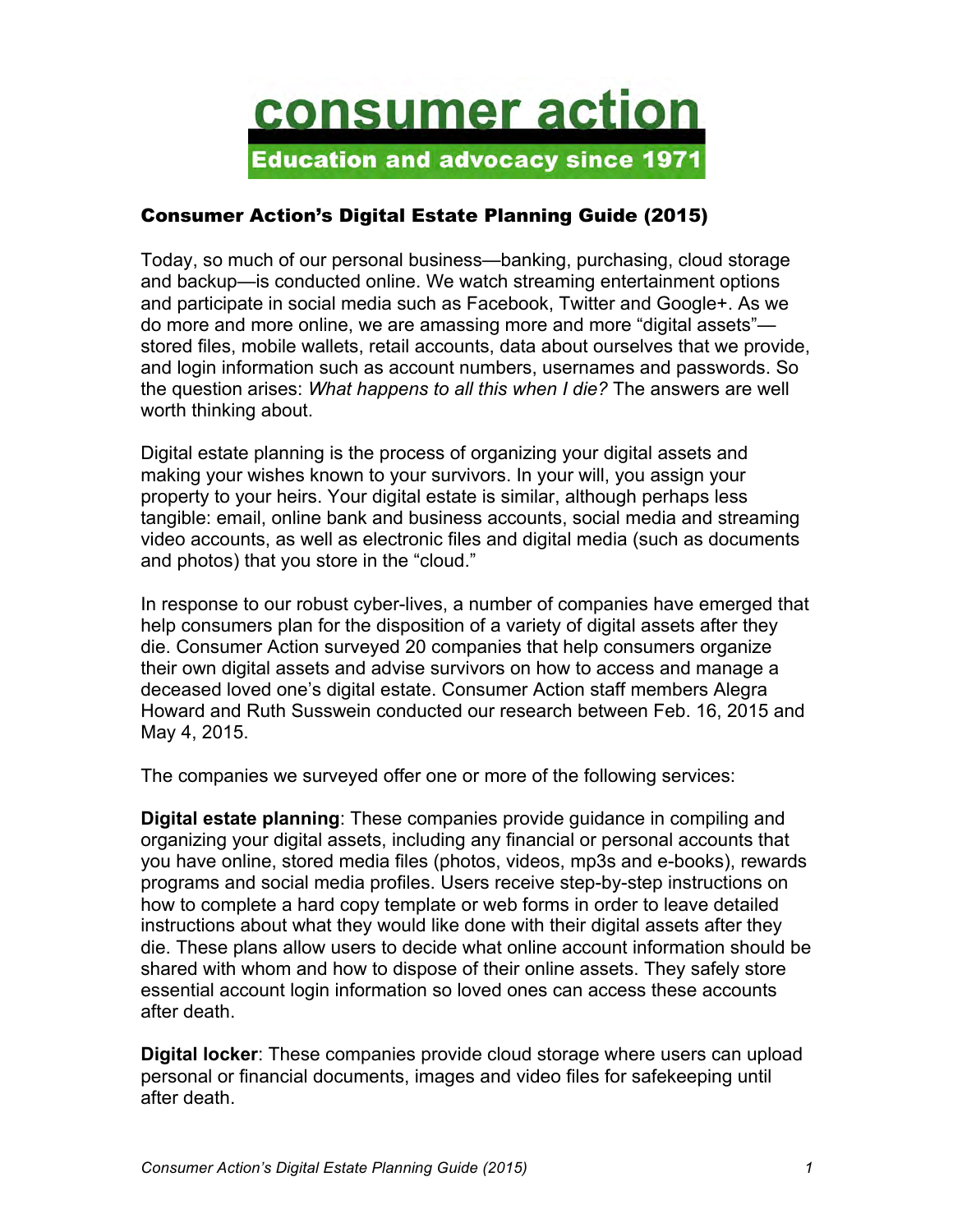# consumer action

**Education and advocacy since 1971**

## Consumer Action's Digital Estate Planning Guide (2015)

Today, so much of our personal business—banking, purchasing, cloud storage and backup—is conducted online. We watch streaming entertainment options and participate in social media such as Facebook, Twitter and Google+. As we do more and more online, we are amassing more and more "digital assets"—stored files, mobile wallets, retail accounts, data about ourselves that we provide, and login information such as account numbers, usernames and passwords. So the question arises: *What happens to all this when I die?* The answers are well worth thinking about.

Digital estate planning is the process of organizing your digital assets and making your wishes known to your survivors. In your will, you assign your property to your heirs. Your digital estate is similar, although perhaps less tangible: email, online bank and business accounts, social media and streaming video accounts, as well as electronic files and digital media (such as documents and photos) that you store in the "cloud."

In response to our robust cyber-lives, a number of companies have emerged that help consumers plan for the disposition of a variety of digital assets after they die. Consumer Action surveyed 20 companies that help consumers organize their own digital assets and advise survivors on how to access and manage a deceased loved one's digital estate. Consumer Action staff members Alegra Howard and Ruth Susswein conducted our research between Feb. 16, 2015 and May 4, 2015.

The companies we surveyed offer one or more of the following services:

**Digital estate planning**: These companies provide guidance in compiling and organizing your digital assets, including any financial or personal accounts that you have online, stored media files (photos, videos, mp3s and e-books), rewards programs and social media profiles. Users receive step-by-step instructions on how to complete a hard copy template or web forms in order to leave detailed instructions about what they would like done with their digital assets after they die. These plans allow users to decide what online account information should be shared with whom and how to dispose of their online assets. They safely store essential account login information so loved ones can access these accounts after death.

**Digital locker**: These companies provide cloud storage where users can upload personal or financial documents, images and video files for safekeeping until after death.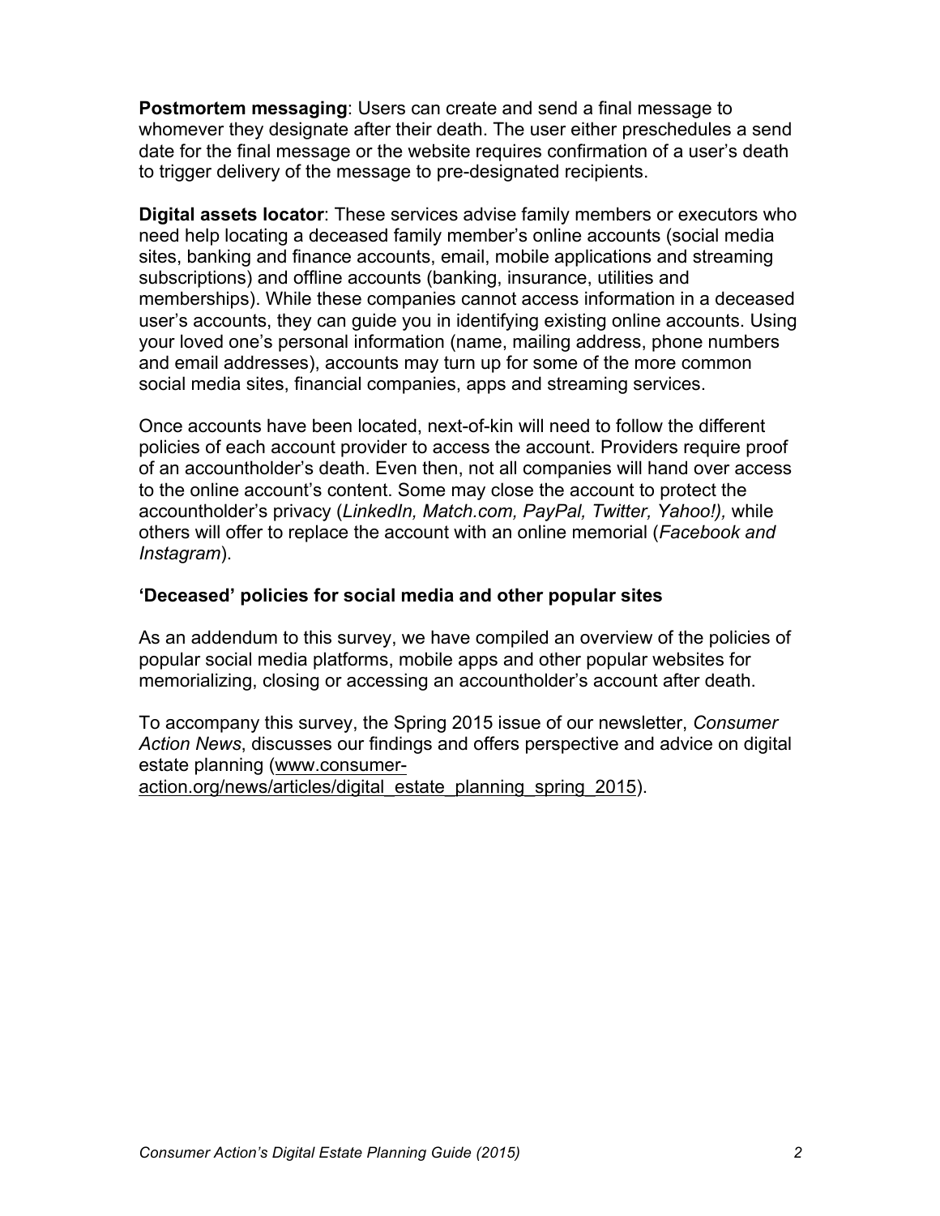**Postmortem messaging**: Users can create and send a final message to whomever they designate after their death. The user either preschedules a send date for the final message or the website requires confirmation of a user's death to trigger delivery of the message to pre-designated recipients.

**Digital assets locator**: These services advise family members or executors who need help locating a deceased family member's online accounts (social media sites, banking and finance accounts, email, mobile applications and streaming subscriptions) and offline accounts (banking, insurance, utilities and memberships). While these companies cannot access information in a deceased user's accounts, they can guide you in identifying existing online accounts. Using your loved one's personal information (name, mailing address, phone numbers and email addresses), accounts may turn up for some of the more common social media sites, financial companies, apps and streaming services.

Once accounts have been located, next-of-kin will need to follow the different policies of each account provider to access the account. Providers require proof of an accountholder's death. Even then, not all companies will hand over access to the online account's content. Some may close the account to protect the accountholder's privacy (*LinkedIn, Match.com, PayPal, Twitter, Yahoo!),* while others will offer to replace the account with an online memorial (*Facebook and Instagram*).

**'Deceased' policies for social media and other popular sites**

As an addendum to this survey, we have compiled an overview of the policies of popular social media platforms, mobile apps and other popular websites for memorializing, closing or accessing an accountholder's account after death.

To accompany this survey, the Spring 2015 issue of our newsletter, *Consumer Action News*, discusses our findings and offers perspective and advice on digital estate planning (www.consumer-action.org/news/articles/digital_estate_planning_spring_2015).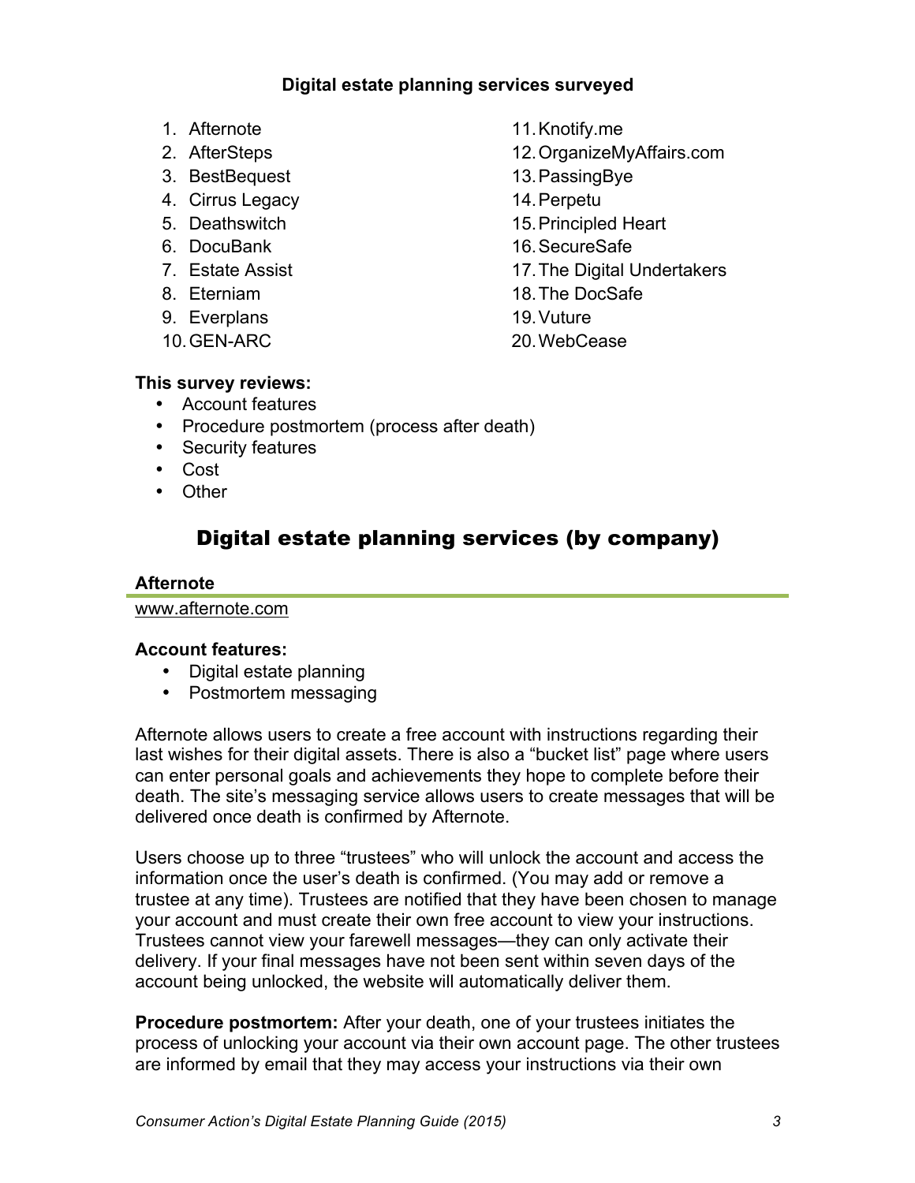**Digital estate planning services surveyed**

1. Afternote
2. AfterSteps
3. BestBequest
4. Cirrus Legacy
5. Deathswitch
6. DocuBank
7. Estate Assist
8. Eterniam
9. Everplans
10. GEN-ARC
11. Knotify.me
12. OrganizeMyAffairs.com
13. PassingBye
14. Perpetu
15. Principled Heart
16. SecureSafe
17. The Digital Undertakers
18. The DocSafe
19. Vuture
20. WebCease

**This survey reviews:**

- Account features
- Procedure postmortem (process after death)
- Security features
- Cost
- Other

## Digital estate planning services (by company)

### Afternote

www.afternote.com

**Account features:**

- Digital estate planning
- Postmortem messaging

Afternote allows users to create a free account with instructions regarding their last wishes for their digital assets. There is also a "bucket list" page where users can enter personal goals and achievements they hope to complete before their death. The site's messaging service allows users to create messages that will be delivered once death is confirmed by Afternote.

Users choose up to three "trustees" who will unlock the account and access the information once the user's death is confirmed. (You may add or remove a trustee at any time). Trustees are notified that they have been chosen to manage your account and must create their own free account to view your instructions. Trustees cannot view your farewell messages—they can only activate their delivery. If your final messages have not been sent within seven days of the account being unlocked, the website will automatically deliver them.

**Procedure postmortem:** After your death, one of your trustees initiates the process of unlocking your account via their own account page. The other trustees are informed by email that they may access your instructions via their own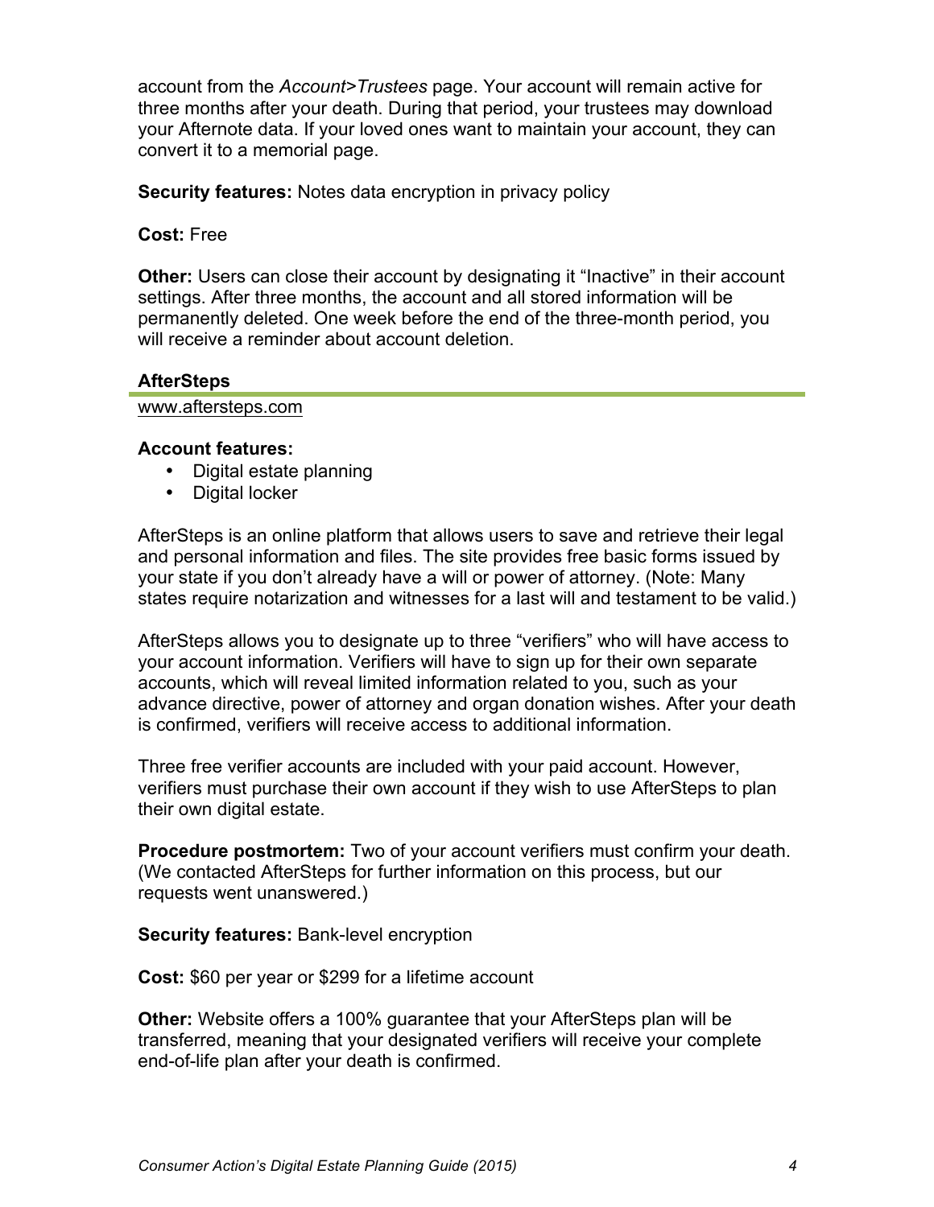account from the *Account>Trustees* page. Your account will remain active for three months after your death. During that period, your trustees may download your Afternote data. If your loved ones want to maintain your account, they can convert it to a memorial page.

**Security features:** Notes data encryption in privacy policy

**Cost:** Free

**Other:** Users can close their account by designating it "Inactive" in their account settings. After three months, the account and all stored information will be permanently deleted. One week before the end of the three-month period, you will receive a reminder about account deletion.

### AfterSteps

www.aftersteps.com

**Account features:**

- Digital estate planning
- Digital locker

AfterSteps is an online platform that allows users to save and retrieve their legal and personal information and files. The site provides free basic forms issued by your state if you don't already have a will or power of attorney. (Note: Many states require notarization and witnesses for a last will and testament to be valid.)

AfterSteps allows you to designate up to three "verifiers" who will have access to your account information. Verifiers will have to sign up for their own separate accounts, which will reveal limited information related to you, such as your advance directive, power of attorney and organ donation wishes. After your death is confirmed, verifiers will receive access to additional information.

Three free verifier accounts are included with your paid account. However, verifiers must purchase their own account if they wish to use AfterSteps to plan their own digital estate.

**Procedure postmortem:** Two of your account verifiers must confirm your death. (We contacted AfterSteps for further information on this process, but our requests went unanswered.)

**Security features:** Bank-level encryption

**Cost:** $60 per year or $299 for a lifetime account

**Other:** Website offers a 100% guarantee that your AfterSteps plan will be transferred, meaning that your designated verifiers will receive your complete end-of-life plan after your death is confirmed.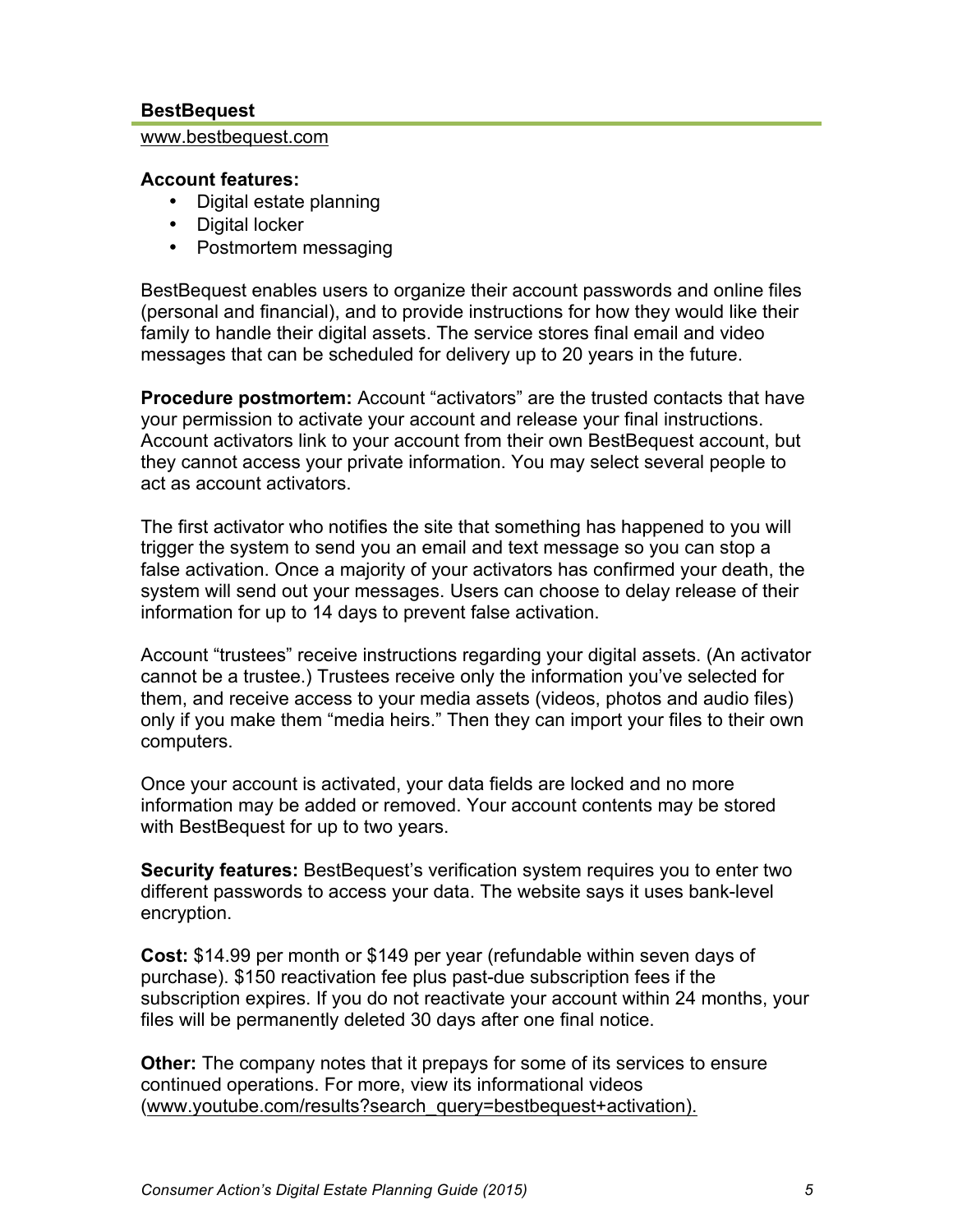### BestBequest

www.bestbequest.com

**Account features:**

- Digital estate planning
- Digital locker
- Postmortem messaging

BestBequest enables users to organize their account passwords and online files (personal and financial), and to provide instructions for how they would like their family to handle their digital assets. The service stores final email and video messages that can be scheduled for delivery up to 20 years in the future.

**Procedure postmortem:** Account "activators" are the trusted contacts that have your permission to activate your account and release your final instructions. Account activators link to your account from their own BestBequest account, but they cannot access your private information. You may select several people to act as account activators.

The first activator who notifies the site that something has happened to you will trigger the system to send you an email and text message so you can stop a false activation. Once a majority of your activators has confirmed your death, the system will send out your messages. Users can choose to delay release of their information for up to 14 days to prevent false activation.

Account "trustees" receive instructions regarding your digital assets. (An activator cannot be a trustee.) Trustees receive only the information you've selected for them, and receive access to your media assets (videos, photos and audio files) only if you make them "media heirs." Then they can import your files to their own computers.

Once your account is activated, your data fields are locked and no more information may be added or removed. Your account contents may be stored with BestBequest for up to two years.

**Security features:** BestBequest's verification system requires you to enter two different passwords to access your data. The website says it uses bank-level encryption.

**Cost:** $14.99 per month or $149 per year (refundable within seven days of purchase). $150 reactivation fee plus past-due subscription fees if the subscription expires. If you do not reactivate your account within 24 months, your files will be permanently deleted 30 days after one final notice.

**Other:** The company notes that it prepays for some of its services to ensure continued operations. For more, view its informational videos (www.youtube.com/results?search_query=bestbequest+activation).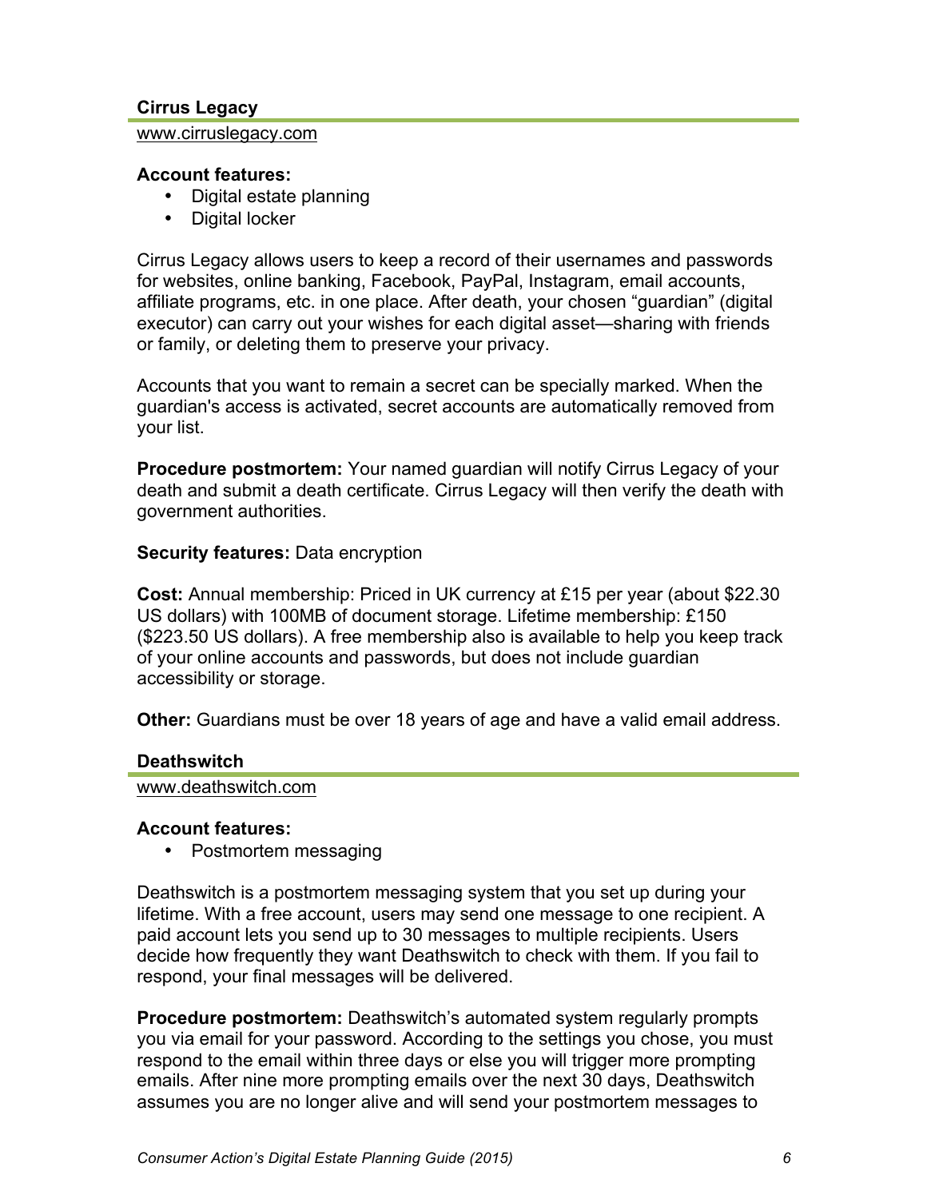### Cirrus Legacy

www.cirruslegacy.com

**Account features:**

- Digital estate planning
- Digital locker

Cirrus Legacy allows users to keep a record of their usernames and passwords for websites, online banking, Facebook, PayPal, Instagram, email accounts, affiliate programs, etc. in one place. After death, your chosen "guardian" (digital executor) can carry out your wishes for each digital asset—sharing with friends or family, or deleting them to preserve your privacy.

Accounts that you want to remain a secret can be specially marked. When the guardian's access is activated, secret accounts are automatically removed from your list.

**Procedure postmortem:** Your named guardian will notify Cirrus Legacy of your death and submit a death certificate. Cirrus Legacy will then verify the death with government authorities.

**Security features:** Data encryption

**Cost:** Annual membership: Priced in UK currency at £15 per year (about $22.30 US dollars) with 100MB of document storage. Lifetime membership: £150 ($223.50 US dollars). A free membership also is available to help you keep track of your online accounts and passwords, but does not include guardian accessibility or storage.

**Other:** Guardians must be over 18 years of age and have a valid email address.

### Deathswitch

www.deathswitch.com

**Account features:**

- Postmortem messaging

Deathswitch is a postmortem messaging system that you set up during your lifetime. With a free account, users may send one message to one recipient. A paid account lets you send up to 30 messages to multiple recipients. Users decide how frequently they want Deathswitch to check with them. If you fail to respond, your final messages will be delivered.

**Procedure postmortem:** Deathswitch's automated system regularly prompts you via email for your password. According to the settings you chose, you must respond to the email within three days or else you will trigger more prompting emails. After nine more prompting emails over the next 30 days, Deathswitch assumes you are no longer alive and will send your postmortem messages to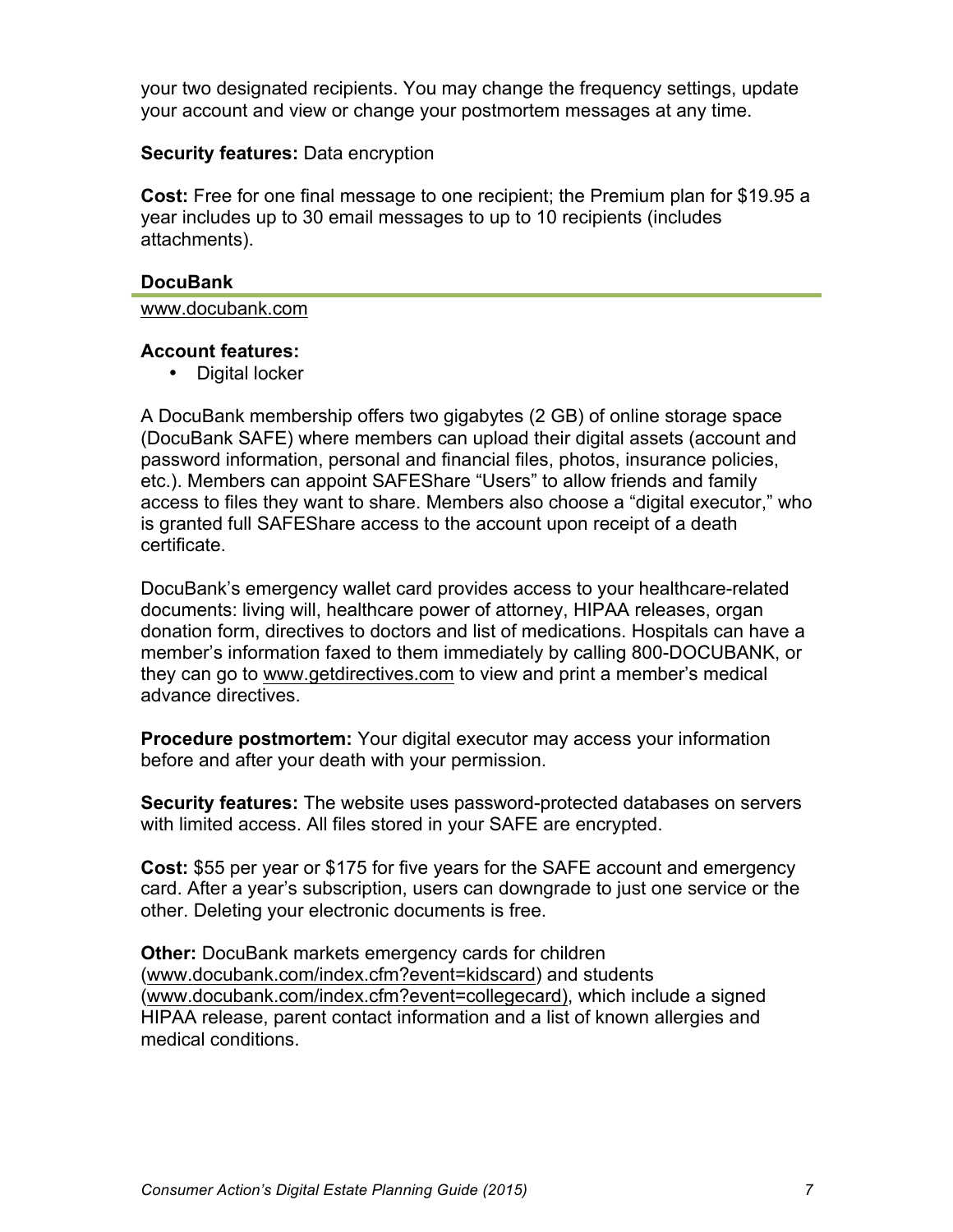your two designated recipients. You may change the frequency settings, update your account and view or change your postmortem messages at any time.

**Security features:** Data encryption

**Cost:** Free for one final message to one recipient; the Premium plan for $19.95 a year includes up to 30 email messages to up to 10 recipients (includes attachments).

### DocuBank

www.docubank.com

**Account features:**

- Digital locker

A DocuBank membership offers two gigabytes (2 GB) of online storage space (DocuBank SAFE) where members can upload their digital assets (account and password information, personal and financial files, photos, insurance policies, etc.). Members can appoint SAFEShare "Users" to allow friends and family access to files they want to share. Members also choose a "digital executor," who is granted full SAFEShare access to the account upon receipt of a death certificate.

DocuBank's emergency wallet card provides access to your healthcare-related documents: living will, healthcare power of attorney, HIPAA releases, organ donation form, directives to doctors and list of medications. Hospitals can have a member's information faxed to them immediately by calling 800-DOCUBANK, or they can go to www.getdirectives.com to view and print a member's medical advance directives.

**Procedure postmortem:** Your digital executor may access your information before and after your death with your permission.

**Security features:** The website uses password-protected databases on servers with limited access. All files stored in your SAFE are encrypted.

**Cost:** $55 per year or $175 for five years for the SAFE account and emergency card. After a year's subscription, users can downgrade to just one service or the other. Deleting your electronic documents is free.

**Other:** DocuBank markets emergency cards for children (www.docubank.com/index.cfm?event=kidscard) and students (www.docubank.com/index.cfm?event=collegecard), which include a signed HIPAA release, parent contact information and a list of known allergies and medical conditions.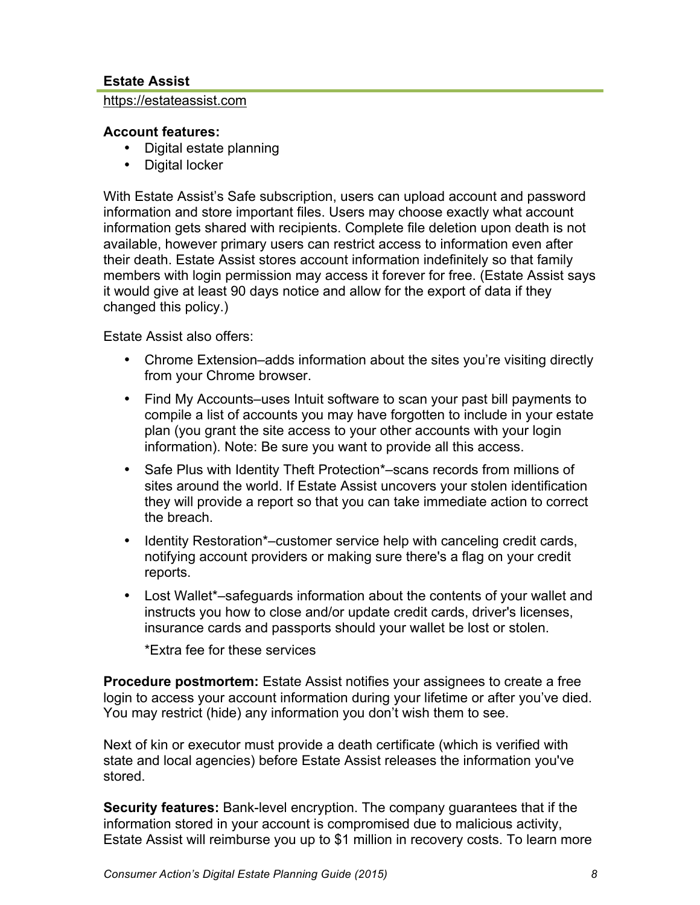**Estate Assist**

https://estateassist.com

**Account features:**

- Digital estate planning
- Digital locker

With Estate Assist's Safe subscription, users can upload account and password information and store important files. Users may choose exactly what account information gets shared with recipients. Complete file deletion upon death is not available, however primary users can restrict access to information even after their death. Estate Assist stores account information indefinitely so that family members with login permission may access it forever for free. (Estate Assist says it would give at least 90 days notice and allow for the export of data if they changed this policy.)

Estate Assist also offers:

- Chrome Extension–adds information about the sites you're visiting directly from your Chrome browser.
- Find My Accounts–uses Intuit software to scan your past bill payments to compile a list of accounts you may have forgotten to include in your estate plan (you grant the site access to your other accounts with your login information). Note: Be sure you want to provide all this access.
- Safe Plus with Identity Theft Protection*–scans records from millions of sites around the world. If Estate Assist uncovers your stolen identification they will provide a report so that you can take immediate action to correct the breach.
- Identity Restoration*–customer service help with canceling credit cards, notifying account providers or making sure there's a flag on your credit reports.
- Lost Wallet*–safeguards information about the contents of your wallet and instructs you how to close and/or update credit cards, driver's licenses, insurance cards and passports should your wallet be lost or stolen.

  *Extra fee for these services

**Procedure postmortem:** Estate Assist notifies your assignees to create a free login to access your account information during your lifetime or after you've died. You may restrict (hide) any information you don't wish them to see.

Next of kin or executor must provide a death certificate (which is verified with state and local agencies) before Estate Assist releases the information you've stored.

**Security features:** Bank-level encryption. The company guarantees that if the information stored in your account is compromised due to malicious activity, Estate Assist will reimburse you up to $1 million in recovery costs. To learn more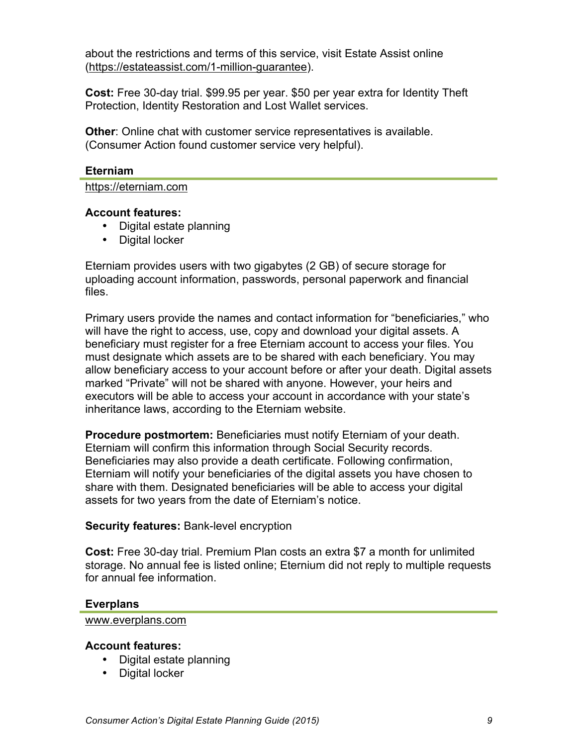about the restrictions and terms of this service, visit Estate Assist online (https://estateassist.com/1-million-guarantee).

**Cost:** Free 30-day trial. $99.95 per year. $50 per year extra for Identity Theft Protection, Identity Restoration and Lost Wallet services.

**Other**: Online chat with customer service representatives is available. (Consumer Action found customer service very helpful).

### Eterniam

https://eterniam.com

**Account features:**

- Digital estate planning
- Digital locker

Eterniam provides users with two gigabytes (2 GB) of secure storage for uploading account information, passwords, personal paperwork and financial files.

Primary users provide the names and contact information for "beneficiaries," who will have the right to access, use, copy and download your digital assets. A beneficiary must register for a free Eterniam account to access your files. You must designate which assets are to be shared with each beneficiary. You may allow beneficiary access to your account before or after your death. Digital assets marked "Private" will not be shared with anyone. However, your heirs and executors will be able to access your account in accordance with your state's inheritance laws, according to the Eterniam website.

**Procedure postmortem:** Beneficiaries must notify Eterniam of your death. Eterniam will confirm this information through Social Security records. Beneficiaries may also provide a death certificate. Following confirmation, Eterniam will notify your beneficiaries of the digital assets you have chosen to share with them. Designated beneficiaries will be able to access your digital assets for two years from the date of Eterniam's notice.

**Security features:** Bank-level encryption

**Cost:** Free 30-day trial. Premium Plan costs an extra $7 a month for unlimited storage. No annual fee is listed online; Eternium did not reply to multiple requests for annual fee information.

### Everplans

www.everplans.com

**Account features:**

- Digital estate planning
- Digital locker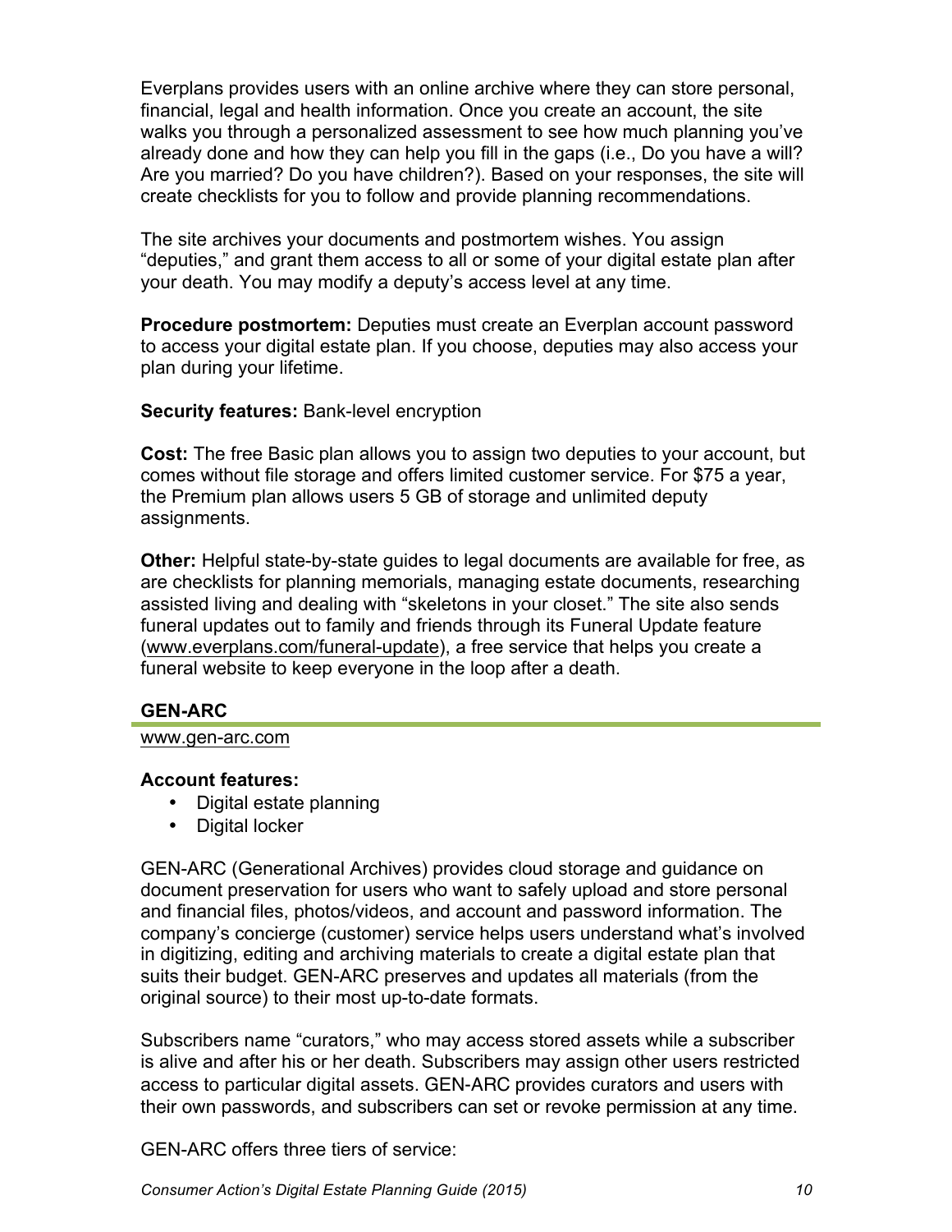Everplans provides users with an online archive where they can store personal, financial, legal and health information. Once you create an account, the site walks you through a personalized assessment to see how much planning you've already done and how they can help you fill in the gaps (i.e., Do you have a will? Are you married? Do you have children?). Based on your responses, the site will create checklists for you to follow and provide planning recommendations.

The site archives your documents and postmortem wishes. You assign "deputies," and grant them access to all or some of your digital estate plan after your death. You may modify a deputy's access level at any time.

**Procedure postmortem:** Deputies must create an Everplan account password to access your digital estate plan. If you choose, deputies may also access your plan during your lifetime.

**Security features:** Bank-level encryption

**Cost:** The free Basic plan allows you to assign two deputies to your account, but comes without file storage and offers limited customer service. For $75 a year, the Premium plan allows users 5 GB of storage and unlimited deputy assignments.

**Other:** Helpful state-by-state guides to legal documents are available for free, as are checklists for planning memorials, managing estate documents, researching assisted living and dealing with "skeletons in your closet." The site also sends funeral updates out to family and friends through its Funeral Update feature (www.everplans.com/funeral-update), a free service that helps you create a funeral website to keep everyone in the loop after a death.

### GEN-ARC

www.gen-arc.com

**Account features:**

- Digital estate planning
- Digital locker

GEN-ARC (Generational Archives) provides cloud storage and guidance on document preservation for users who want to safely upload and store personal and financial files, photos/videos, and account and password information. The company's concierge (customer) service helps users understand what's involved in digitizing, editing and archiving materials to create a digital estate plan that suits their budget. GEN-ARC preserves and updates all materials (from the original source) to their most up-to-date formats.

Subscribers name "curators," who may access stored assets while a subscriber is alive and after his or her death. Subscribers may assign other users restricted access to particular digital assets. GEN-ARC provides curators and users with their own passwords, and subscribers can set or revoke permission at any time.

GEN-ARC offers three tiers of service: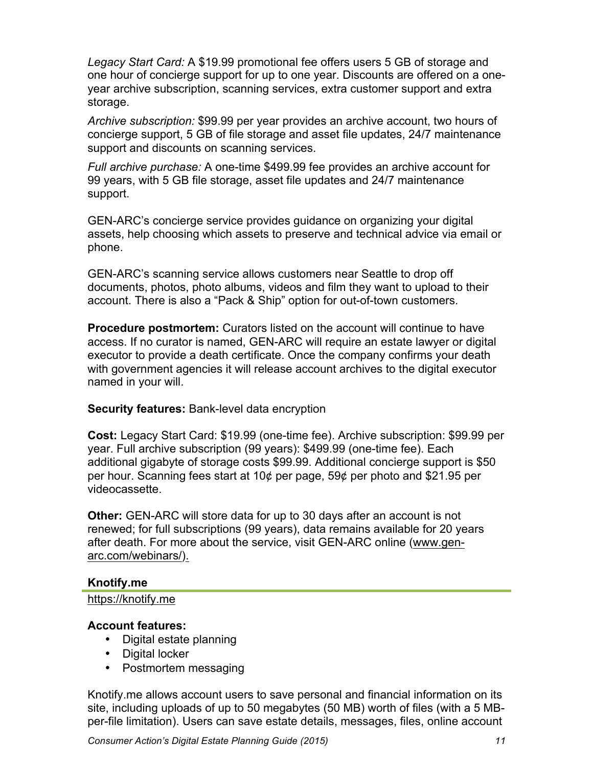*Legacy Start Card:* A $19.99 promotional fee offers users 5 GB of storage and one hour of concierge support for up to one year. Discounts are offered on a one-year archive subscription, scanning services, extra customer support and extra storage.

*Archive subscription:* $99.99 per year provides an archive account, two hours of concierge support, 5 GB of file storage and asset file updates, 24/7 maintenance support and discounts on scanning services.

*Full archive purchase:* A one-time $499.99 fee provides an archive account for 99 years, with 5 GB file storage, asset file updates and 24/7 maintenance support.

GEN-ARC's concierge service provides guidance on organizing your digital assets, help choosing which assets to preserve and technical advice via email or phone.

GEN-ARC's scanning service allows customers near Seattle to drop off documents, photos, photo albums, videos and film they want to upload to their account. There is also a "Pack & Ship" option for out-of-town customers.

**Procedure postmortem:** Curators listed on the account will continue to have access. If no curator is named, GEN-ARC will require an estate lawyer or digital executor to provide a death certificate. Once the company confirms your death with government agencies it will release account archives to the digital executor named in your will.

**Security features:** Bank-level data encryption

**Cost:** Legacy Start Card: $19.99 (one-time fee). Archive subscription: $99.99 per year. Full archive subscription (99 years): $499.99 (one-time fee). Each additional gigabyte of storage costs $99.99. Additional concierge support is $50 per hour. Scanning fees start at 10¢ per page, 59¢ per photo and $21.95 per videocassette.

**Other:** GEN-ARC will store data for up to 30 days after an account is not renewed; for full subscriptions (99 years), data remains available for 20 years after death. For more about the service, visit GEN-ARC online (www.gen-arc.com/webinars/).

### Knotify.me

https://knotify.me

**Account features:**

- Digital estate planning
- Digital locker
- Postmortem messaging

Knotify.me allows account users to save personal and financial information on its site, including uploads of up to 50 megabytes (50 MB) worth of files (with a 5 MB-per-file limitation). Users can save estate details, messages, files, online account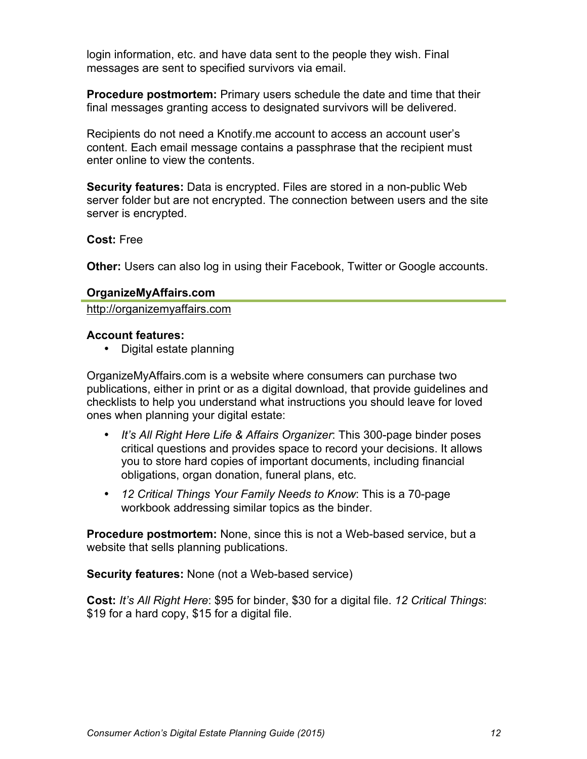login information, etc. and have data sent to the people they wish. Final messages are sent to specified survivors via email.

**Procedure postmortem:** Primary users schedule the date and time that their final messages granting access to designated survivors will be delivered.

Recipients do not need a Knotify.me account to access an account user's content. Each email message contains a passphrase that the recipient must enter online to view the contents.

**Security features:** Data is encrypted. Files are stored in a non-public Web server folder but are not encrypted. The connection between users and the site server is encrypted.

**Cost:** Free

**Other:** Users can also log in using their Facebook, Twitter or Google accounts.

### OrganizeMyAffairs.com

http://organizemyaffairs.com

**Account features:**

- Digital estate planning

OrganizeMyAffairs.com is a website where consumers can purchase two publications, either in print or as a digital download, that provide guidelines and checklists to help you understand what instructions you should leave for loved ones when planning your digital estate:

- *It's All Right Here Life & Affairs Organizer*: This 300-page binder poses critical questions and provides space to record your decisions. It allows you to store hard copies of important documents, including financial obligations, organ donation, funeral plans, etc.
- *12 Critical Things Your Family Needs to Know*: This is a 70-page workbook addressing similar topics as the binder.

**Procedure postmortem:** None, since this is not a Web-based service, but a website that sells planning publications.

**Security features:** None (not a Web-based service)

**Cost:** *It's All Right Here*: $95 for binder, $30 for a digital file. *12 Critical Things*: $19 for a hard copy, $15 for a digital file.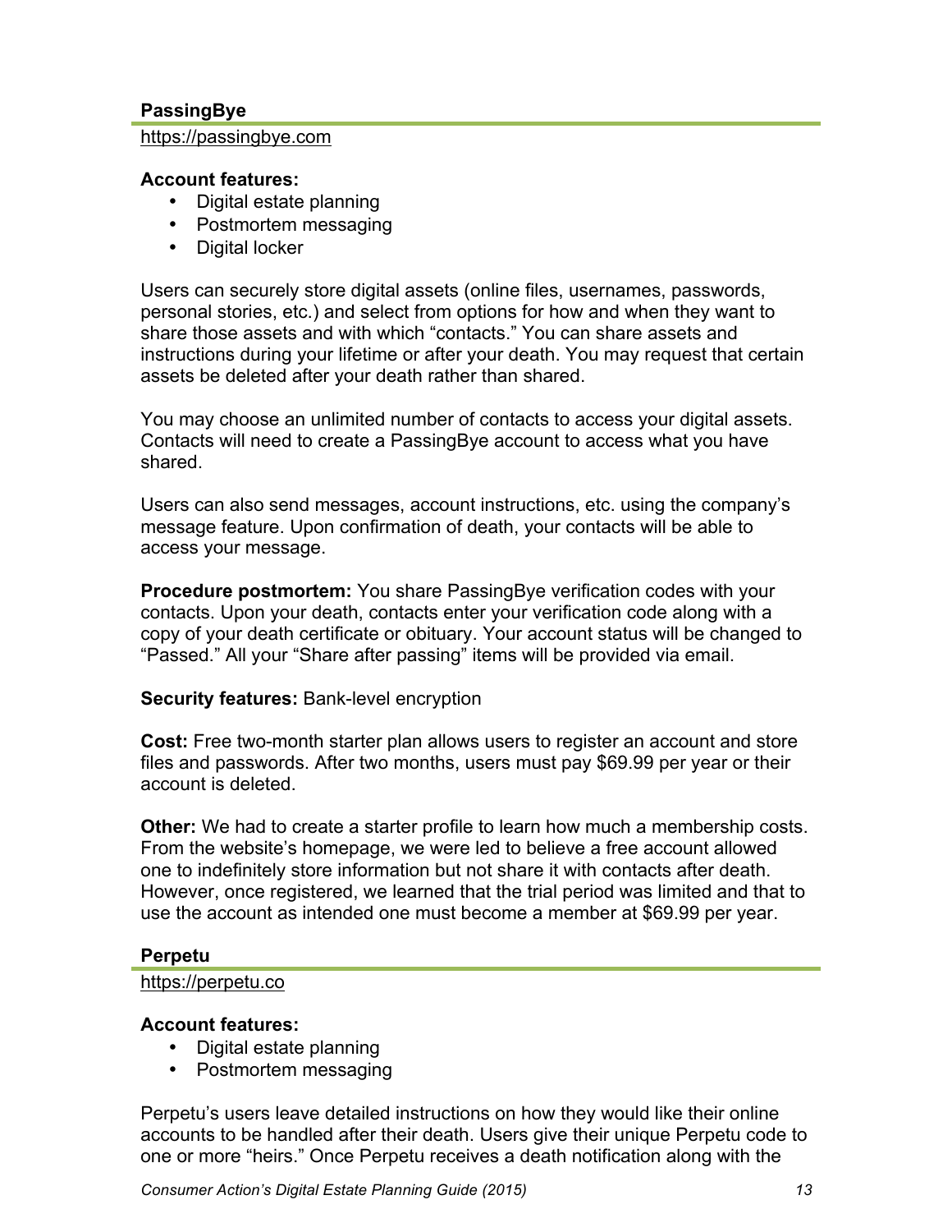### PassingBye

https://passingbye.com

**Account features:**

- Digital estate planning
- Postmortem messaging
- Digital locker

Users can securely store digital assets (online files, usernames, passwords, personal stories, etc.) and select from options for how and when they want to share those assets and with which "contacts." You can share assets and instructions during your lifetime or after your death. You may request that certain assets be deleted after your death rather than shared.

You may choose an unlimited number of contacts to access your digital assets. Contacts will need to create a PassingBye account to access what you have shared.

Users can also send messages, account instructions, etc. using the company's message feature. Upon confirmation of death, your contacts will be able to access your message.

**Procedure postmortem:** You share PassingBye verification codes with your contacts. Upon your death, contacts enter your verification code along with a copy of your death certificate or obituary. Your account status will be changed to "Passed." All your "Share after passing" items will be provided via email.

**Security features:** Bank-level encryption

**Cost:** Free two-month starter plan allows users to register an account and store files and passwords. After two months, users must pay $69.99 per year or their account is deleted.

**Other:** We had to create a starter profile to learn how much a membership costs. From the website's homepage, we were led to believe a free account allowed one to indefinitely store information but not share it with contacts after death. However, once registered, we learned that the trial period was limited and that to use the account as intended one must become a member at $69.99 per year.

### Perpetu

https://perpetu.co

**Account features:**

- Digital estate planning
- Postmortem messaging

Perpetu's users leave detailed instructions on how they would like their online accounts to be handled after their death. Users give their unique Perpetu code to one or more "heirs." Once Perpetu receives a death notification along with the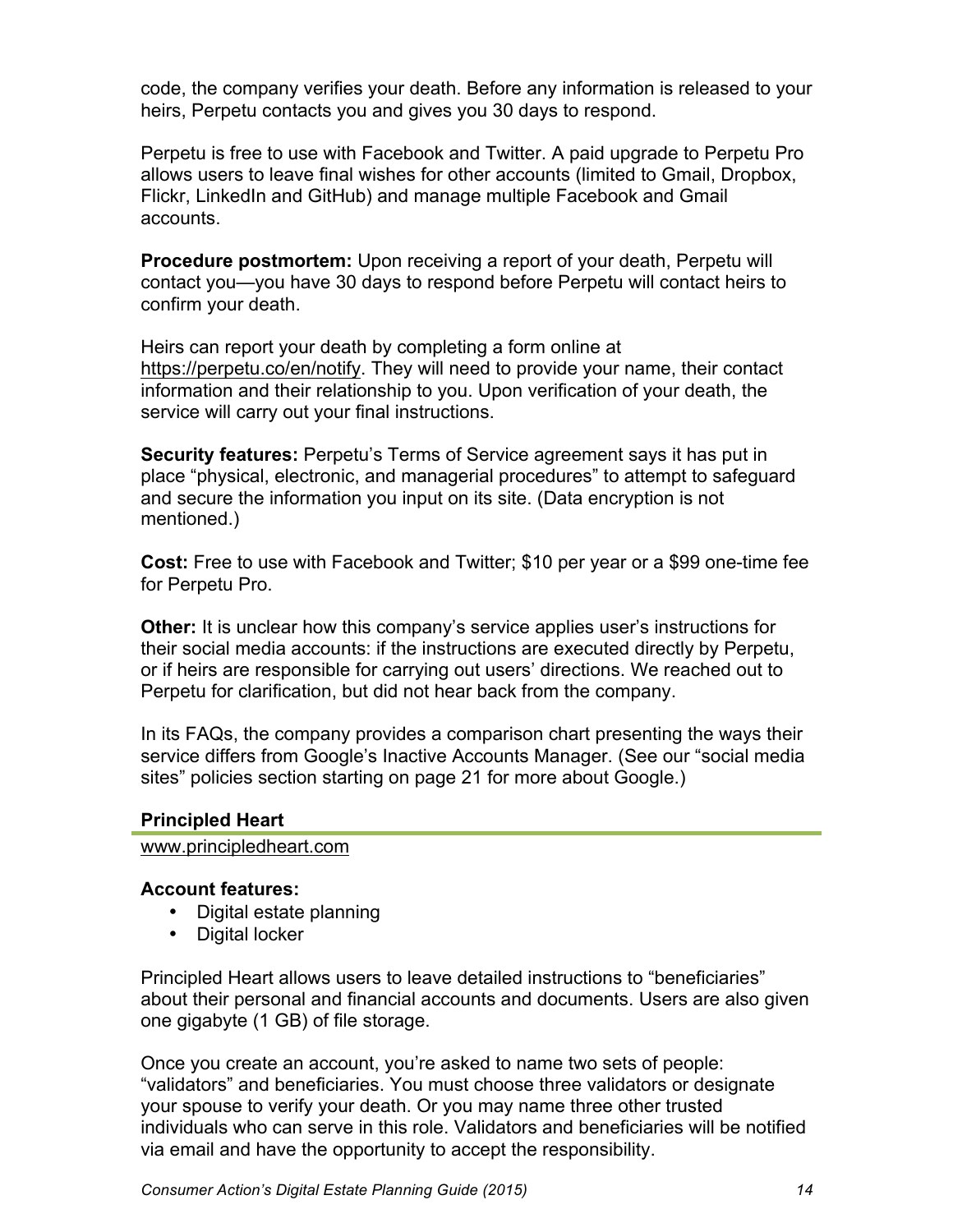code, the company verifies your death. Before any information is released to your heirs, Perpetu contacts you and gives you 30 days to respond.

Perpetu is free to use with Facebook and Twitter. A paid upgrade to Perpetu Pro allows users to leave final wishes for other accounts (limited to Gmail, Dropbox, Flickr, LinkedIn and GitHub) and manage multiple Facebook and Gmail accounts.

**Procedure postmortem:** Upon receiving a report of your death, Perpetu will contact you—you have 30 days to respond before Perpetu will contact heirs to confirm your death.

Heirs can report your death by completing a form online at https://perpetu.co/en/notify. They will need to provide your name, their contact information and their relationship to you. Upon verification of your death, the service will carry out your final instructions.

**Security features:** Perpetu's Terms of Service agreement says it has put in place "physical, electronic, and managerial procedures" to attempt to safeguard and secure the information you input on its site. (Data encryption is not mentioned.)

**Cost:** Free to use with Facebook and Twitter; $10 per year or a $99 one-time fee for Perpetu Pro.

**Other:** It is unclear how this company's service applies user's instructions for their social media accounts: if the instructions are executed directly by Perpetu, or if heirs are responsible for carrying out users' directions. We reached out to Perpetu for clarification, but did not hear back from the company.

In its FAQs, the company provides a comparison chart presenting the ways their service differs from Google's Inactive Accounts Manager. (See our "social media sites" policies section starting on page 21 for more about Google.)

### Principled Heart

www.principledheart.com

**Account features:**

- Digital estate planning
- Digital locker

Principled Heart allows users to leave detailed instructions to "beneficiaries" about their personal and financial accounts and documents. Users are also given one gigabyte (1 GB) of file storage.

Once you create an account, you're asked to name two sets of people: "validators" and beneficiaries. You must choose three validators or designate your spouse to verify your death. Or you may name three other trusted individuals who can serve in this role. Validators and beneficiaries will be notified via email and have the opportunity to accept the responsibility.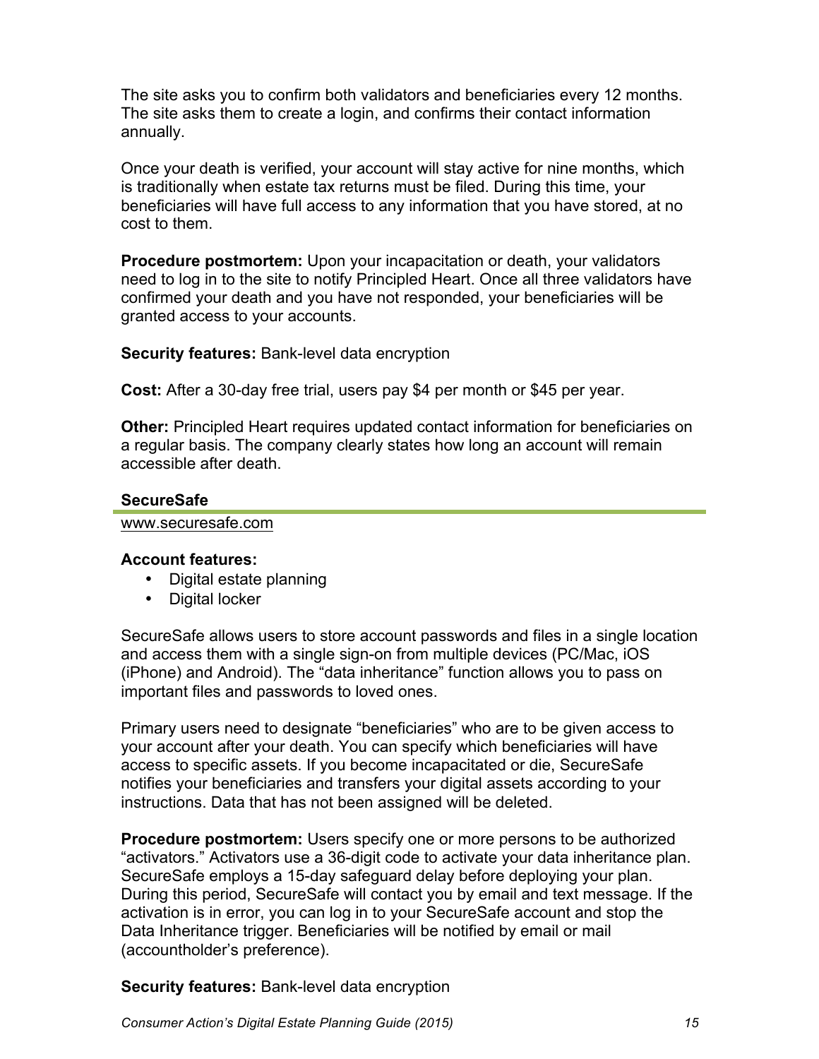The site asks you to confirm both validators and beneficiaries every 12 months. The site asks them to create a login, and confirms their contact information annually.

Once your death is verified, your account will stay active for nine months, which is traditionally when estate tax returns must be filed. During this time, your beneficiaries will have full access to any information that you have stored, at no cost to them.

**Procedure postmortem:** Upon your incapacitation or death, your validators need to log in to the site to notify Principled Heart. Once all three validators have confirmed your death and you have not responded, your beneficiaries will be granted access to your accounts.

**Security features:** Bank-level data encryption

**Cost:** After a 30-day free trial, users pay $4 per month or $45 per year.

**Other:** Principled Heart requires updated contact information for beneficiaries on a regular basis. The company clearly states how long an account will remain accessible after death.

### SecureSafe

www.securesafe.com

**Account features:**

- Digital estate planning
- Digital locker

SecureSafe allows users to store account passwords and files in a single location and access them with a single sign-on from multiple devices (PC/Mac, iOS (iPhone) and Android). The "data inheritance" function allows you to pass on important files and passwords to loved ones.

Primary users need to designate "beneficiaries" who are to be given access to your account after your death. You can specify which beneficiaries will have access to specific assets. If you become incapacitated or die, SecureSafe notifies your beneficiaries and transfers your digital assets according to your instructions. Data that has not been assigned will be deleted.

**Procedure postmortem:** Users specify one or more persons to be authorized "activators." Activators use a 36-digit code to activate your data inheritance plan. SecureSafe employs a 15-day safeguard delay before deploying your plan. During this period, SecureSafe will contact you by email and text message. If the activation is in error, you can log in to your SecureSafe account and stop the Data Inheritance trigger. Beneficiaries will be notified by email or mail (accountholder's preference).

**Security features:** Bank-level data encryption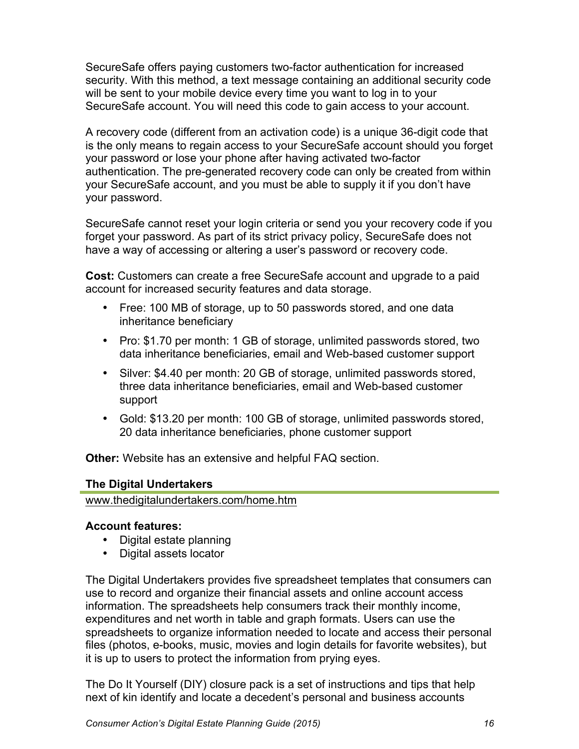SecureSafe offers paying customers two-factor authentication for increased security. With this method, a text message containing an additional security code will be sent to your mobile device every time you want to log in to your SecureSafe account. You will need this code to gain access to your account.

A recovery code (different from an activation code) is a unique 36-digit code that is the only means to regain access to your SecureSafe account should you forget your password or lose your phone after having activated two-factor authentication. The pre-generated recovery code can only be created from within your SecureSafe account, and you must be able to supply it if you don't have your password.

SecureSafe cannot reset your login criteria or send you your recovery code if you forget your password. As part of its strict privacy policy, SecureSafe does not have a way of accessing or altering a user's password or recovery code.

**Cost:** Customers can create a free SecureSafe account and upgrade to a paid account for increased security features and data storage.

- Free: 100 MB of storage, up to 50 passwords stored, and one data inheritance beneficiary
- Pro: $1.70 per month: 1 GB of storage, unlimited passwords stored, two data inheritance beneficiaries, email and Web-based customer support
- Silver: $4.40 per month: 20 GB of storage, unlimited passwords stored, three data inheritance beneficiaries, email and Web-based customer support
- Gold: $13.20 per month: 100 GB of storage, unlimited passwords stored, 20 data inheritance beneficiaries, phone customer support

**Other:** Website has an extensive and helpful FAQ section.

### The Digital Undertakers

www.thedigitalundertakers.com/home.htm

**Account features:**

- Digital estate planning
- Digital assets locator

The Digital Undertakers provides five spreadsheet templates that consumers can use to record and organize their financial assets and online account access information. The spreadsheets help consumers track their monthly income, expenditures and net worth in table and graph formats. Users can use the spreadsheets to organize information needed to locate and access their personal files (photos, e-books, music, movies and login details for favorite websites), but it is up to users to protect the information from prying eyes.

The Do It Yourself (DIY) closure pack is a set of instructions and tips that help next of kin identify and locate a decedent's personal and business accounts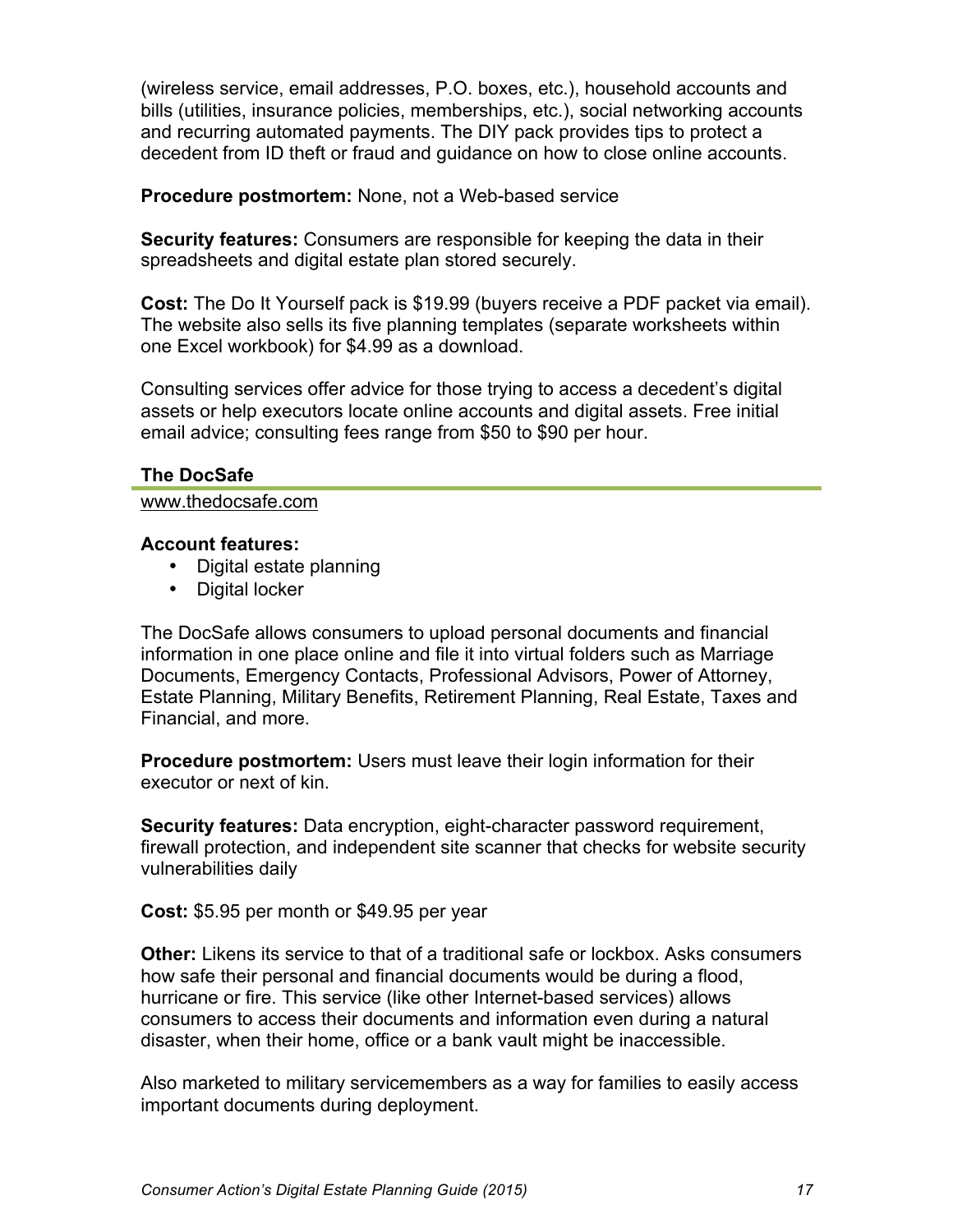(wireless service, email addresses, P.O. boxes, etc.), household accounts and bills (utilities, insurance policies, memberships, etc.), social networking accounts and recurring automated payments. The DIY pack provides tips to protect a decedent from ID theft or fraud and guidance on how to close online accounts.

**Procedure postmortem:** None, not a Web-based service

**Security features:** Consumers are responsible for keeping the data in their spreadsheets and digital estate plan stored securely.

**Cost:** The Do It Yourself pack is $19.99 (buyers receive a PDF packet via email). The website also sells its five planning templates (separate worksheets within one Excel workbook) for $4.99 as a download.

Consulting services offer advice for those trying to access a decedent's digital assets or help executors locate online accounts and digital assets. Free initial email advice; consulting fees range from $50 to $90 per hour.

### The DocSafe

www.thedocsafe.com

**Account features:**

- Digital estate planning
- Digital locker

The DocSafe allows consumers to upload personal documents and financial information in one place online and file it into virtual folders such as Marriage Documents, Emergency Contacts, Professional Advisors, Power of Attorney, Estate Planning, Military Benefits, Retirement Planning, Real Estate, Taxes and Financial, and more.

**Procedure postmortem:** Users must leave their login information for their executor or next of kin.

**Security features:** Data encryption, eight-character password requirement, firewall protection, and independent site scanner that checks for website security vulnerabilities daily

**Cost:** $5.95 per month or $49.95 per year

**Other:** Likens its service to that of a traditional safe or lockbox. Asks consumers how safe their personal and financial documents would be during a flood, hurricane or fire. This service (like other Internet-based services) allows consumers to access their documents and information even during a natural disaster, when their home, office or a bank vault might be inaccessible.

Also marketed to military servicemembers as a way for families to easily access important documents during deployment.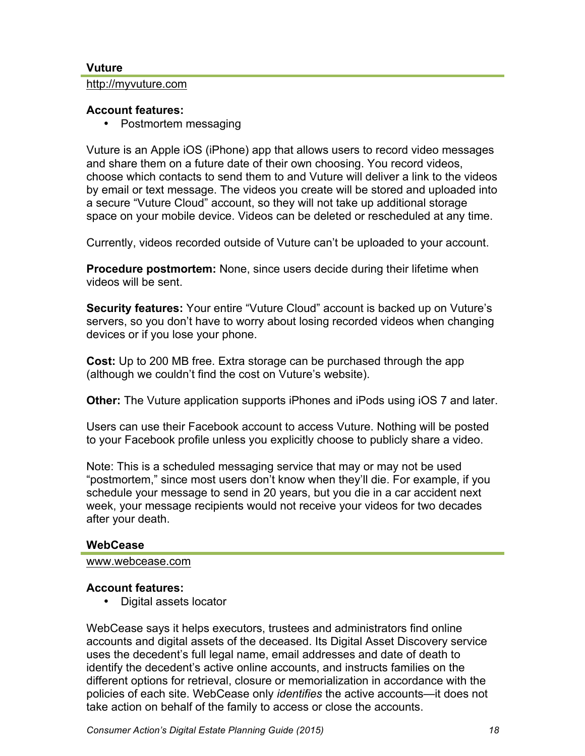### Vuture

http://myvuture.com

**Account features:**

- Postmortem messaging

Vuture is an Apple iOS (iPhone) app that allows users to record video messages and share them on a future date of their own choosing. You record videos, choose which contacts to send them to and Vuture will deliver a link to the videos by email or text message. The videos you create will be stored and uploaded into a secure "Vuture Cloud" account, so they will not take up additional storage space on your mobile device. Videos can be deleted or rescheduled at any time.

Currently, videos recorded outside of Vuture can't be uploaded to your account.

**Procedure postmortem:** None, since users decide during their lifetime when videos will be sent.

**Security features:** Your entire "Vuture Cloud" account is backed up on Vuture's servers, so you don't have to worry about losing recorded videos when changing devices or if you lose your phone.

**Cost:** Up to 200 MB free. Extra storage can be purchased through the app (although we couldn't find the cost on Vuture's website).

**Other:** The Vuture application supports iPhones and iPods using iOS 7 and later.

Users can use their Facebook account to access Vuture. Nothing will be posted to your Facebook profile unless you explicitly choose to publicly share a video.

Note: This is a scheduled messaging service that may or may not be used "postmortem," since most users don't know when they'll die. For example, if you schedule your message to send in 20 years, but you die in a car accident next week, your message recipients would not receive your videos for two decades after your death.

### WebCease

www.webcease.com

**Account features:**

- Digital assets locator

WebCease says it helps executors, trustees and administrators find online accounts and digital assets of the deceased. Its Digital Asset Discovery service uses the decedent's full legal name, email addresses and date of death to identify the decedent's active online accounts, and instructs families on the different options for retrieval, closure or memorialization in accordance with the policies of each site. WebCease only *identifies* the active accounts—it does not take action on behalf of the family to access or close the accounts.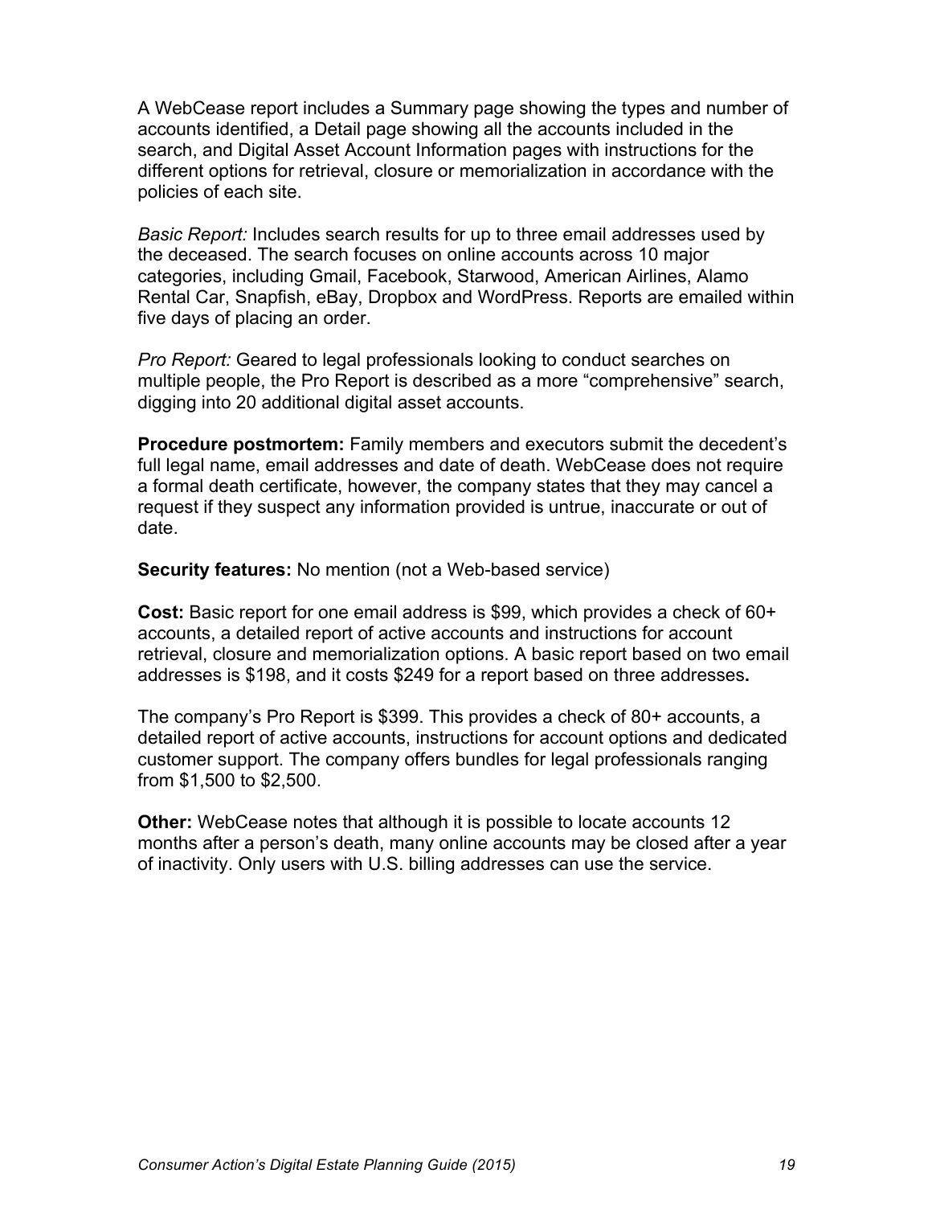A WebCease report includes a Summary page showing the types and number of accounts identified, a Detail page showing all the accounts included in the search, and Digital Asset Account Information pages with instructions for the different options for retrieval, closure or memorialization in accordance with the policies of each site.

*Basic Report:* Includes search results for up to three email addresses used by the deceased. The search focuses on online accounts across 10 major categories, including Gmail, Facebook, Starwood, American Airlines, Alamo Rental Car, Snapfish, eBay, Dropbox and WordPress. Reports are emailed within five days of placing an order.

*Pro Report:* Geared to legal professionals looking to conduct searches on multiple people, the Pro Report is described as a more "comprehensive" search, digging into 20 additional digital asset accounts.

**Procedure postmortem:** Family members and executors submit the decedent's full legal name, email addresses and date of death. WebCease does not require a formal death certificate, however, the company states that they may cancel a request if they suspect any information provided is untrue, inaccurate or out of date.

**Security features:** No mention (not a Web-based service)

**Cost:** Basic report for one email address is $99, which provides a check of 60+ accounts, a detailed report of active accounts and instructions for account retrieval, closure and memorialization options. A basic report based on two email addresses is $198, and it costs $249 for a report based on three addresses**.**

The company's Pro Report is $399. This provides a check of 80+ accounts, a detailed report of active accounts, instructions for account options and dedicated customer support. The company offers bundles for legal professionals ranging from $1,500 to $2,500.

**Other:** WebCease notes that although it is possible to locate accounts 12 months after a person's death, many online accounts may be closed after a year of inactivity. Only users with U.S. billing addresses can use the service.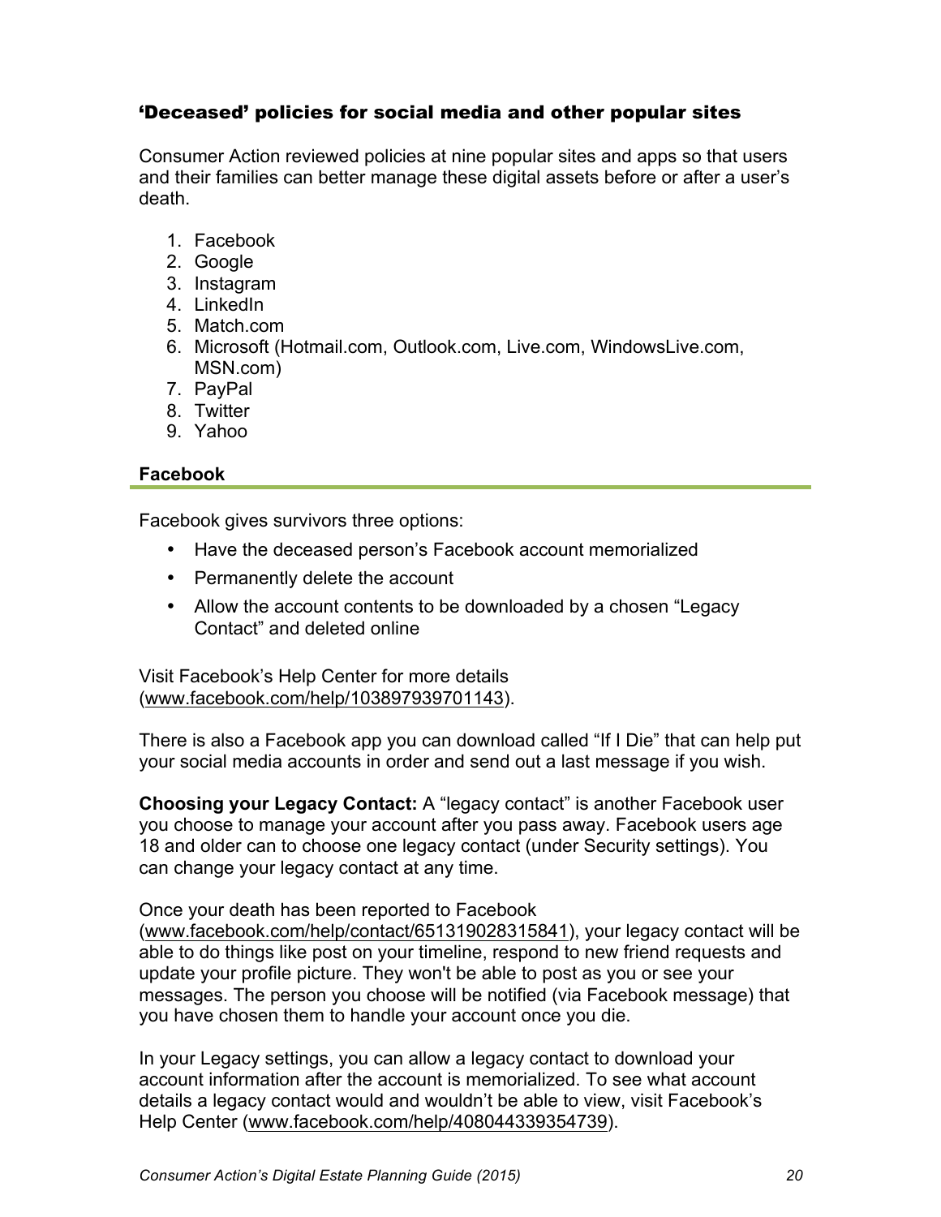## 'Deceased' policies for social media and other popular sites

Consumer Action reviewed policies at nine popular sites and apps so that users and their families can better manage these digital assets before or after a user's death.

1. Facebook
2. Google
3. Instagram
4. LinkedIn
5. Match.com
6. Microsoft (Hotmail.com, Outlook.com, Live.com, WindowsLive.com, MSN.com)
7. PayPal
8. Twitter
9. Yahoo

### Facebook

Facebook gives survivors three options:

- Have the deceased person's Facebook account memorialized
- Permanently delete the account
- Allow the account contents to be downloaded by a chosen "Legacy Contact" and deleted online

Visit Facebook's Help Center for more details (www.facebook.com/help/103897939701143).

There is also a Facebook app you can download called "If I Die" that can help put your social media accounts in order and send out a last message if you wish.

**Choosing your Legacy Contact:** A "legacy contact" is another Facebook user you choose to manage your account after you pass away. Facebook users age 18 and older can to choose one legacy contact (under Security settings). You can change your legacy contact at any time.

Once your death has been reported to Facebook (www.facebook.com/help/contact/651319028315841), your legacy contact will be able to do things like post on your timeline, respond to new friend requests and update your profile picture. They won't be able to post as you or see your messages. The person you choose will be notified (via Facebook message) that you have chosen them to handle your account once you die.

In your Legacy settings, you can allow a legacy contact to download your account information after the account is memorialized. To see what account details a legacy contact would and wouldn't be able to view, visit Facebook's Help Center (www.facebook.com/help/408044339354739).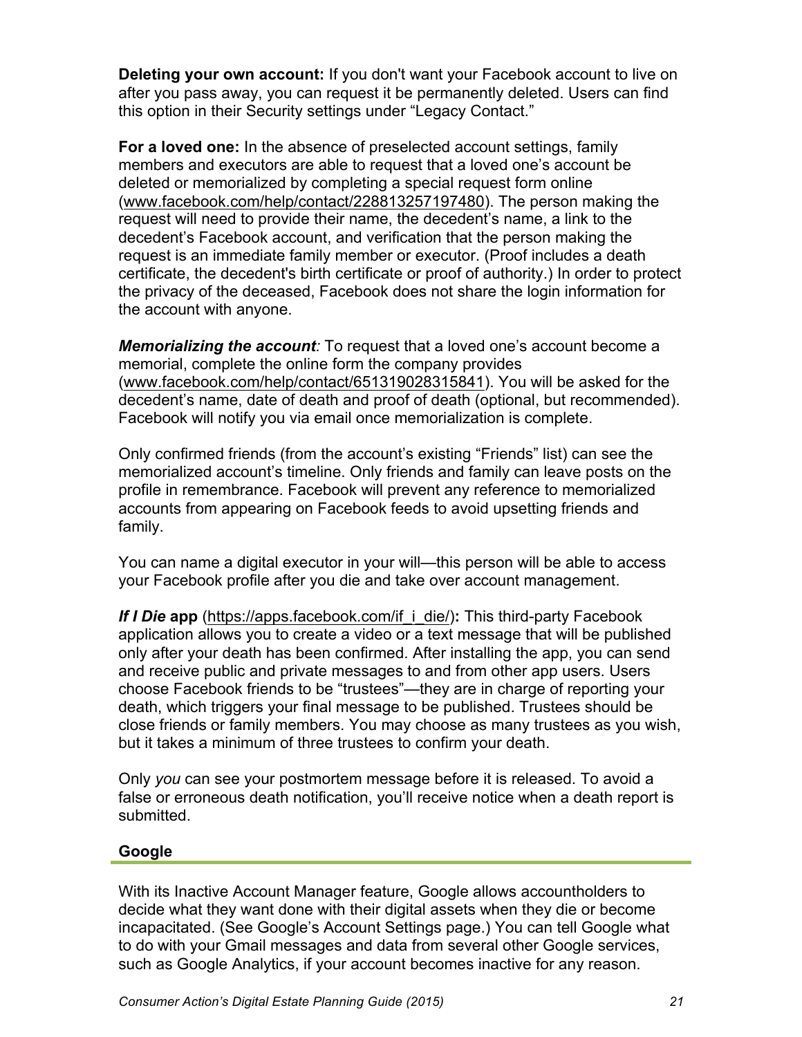**Deleting your own account:** If you don't want your Facebook account to live on after you pass away, you can request it be permanently deleted. Users can find this option in their Security settings under "Legacy Contact."

**For a loved one:** In the absence of preselected account settings, family members and executors are able to request that a loved one's account be deleted or memorialized by completing a special request form online (www.facebook.com/help/contact/228813257197480). The person making the request will need to provide their name, the decedent's name, a link to the decedent's Facebook account, and verification that the person making the request is an immediate family member or executor. (Proof includes a death certificate, the decedent's birth certificate or proof of authority.) In order to protect the privacy of the deceased, Facebook does not share the login information for the account with anyone.

***Memorializing the account:*** To request that a loved one's account become a memorial, complete the online form the company provides (www.facebook.com/help/contact/651319028315841). You will be asked for the decedent's name, date of death and proof of death (optional, but recommended). Facebook will notify you via email once memorialization is complete.

Only confirmed friends (from the account's existing "Friends" list) can see the memorialized account's timeline. Only friends and family can leave posts on the profile in remembrance. Facebook will prevent any reference to memorialized accounts from appearing on Facebook feeds to avoid upsetting friends and family.

You can name a digital executor in your will—this person will be able to access your Facebook profile after you die and take over account management.

***If I Die* app** (https://apps.facebook.com/if_i_die/)**:** This third-party Facebook application allows you to create a video or a text message that will be published only after your death has been confirmed. After installing the app, you can send and receive public and private messages to and from other app users. Users choose Facebook friends to be "trustees"—they are in charge of reporting your death, which triggers your final message to be published. Trustees should be close friends or family members. You may choose as many trustees as you wish, but it takes a minimum of three trustees to confirm your death.

Only *you* can see your postmortem message before it is released. To avoid a false or erroneous death notification, you'll receive notice when a death report is submitted.

### Google

With its Inactive Account Manager feature, Google allows accountholders to decide what they want done with their digital assets when they die or become incapacitated. (See Google's Account Settings page.) You can tell Google what to do with your Gmail messages and data from several other Google services, such as Google Analytics, if your account becomes inactive for any reason.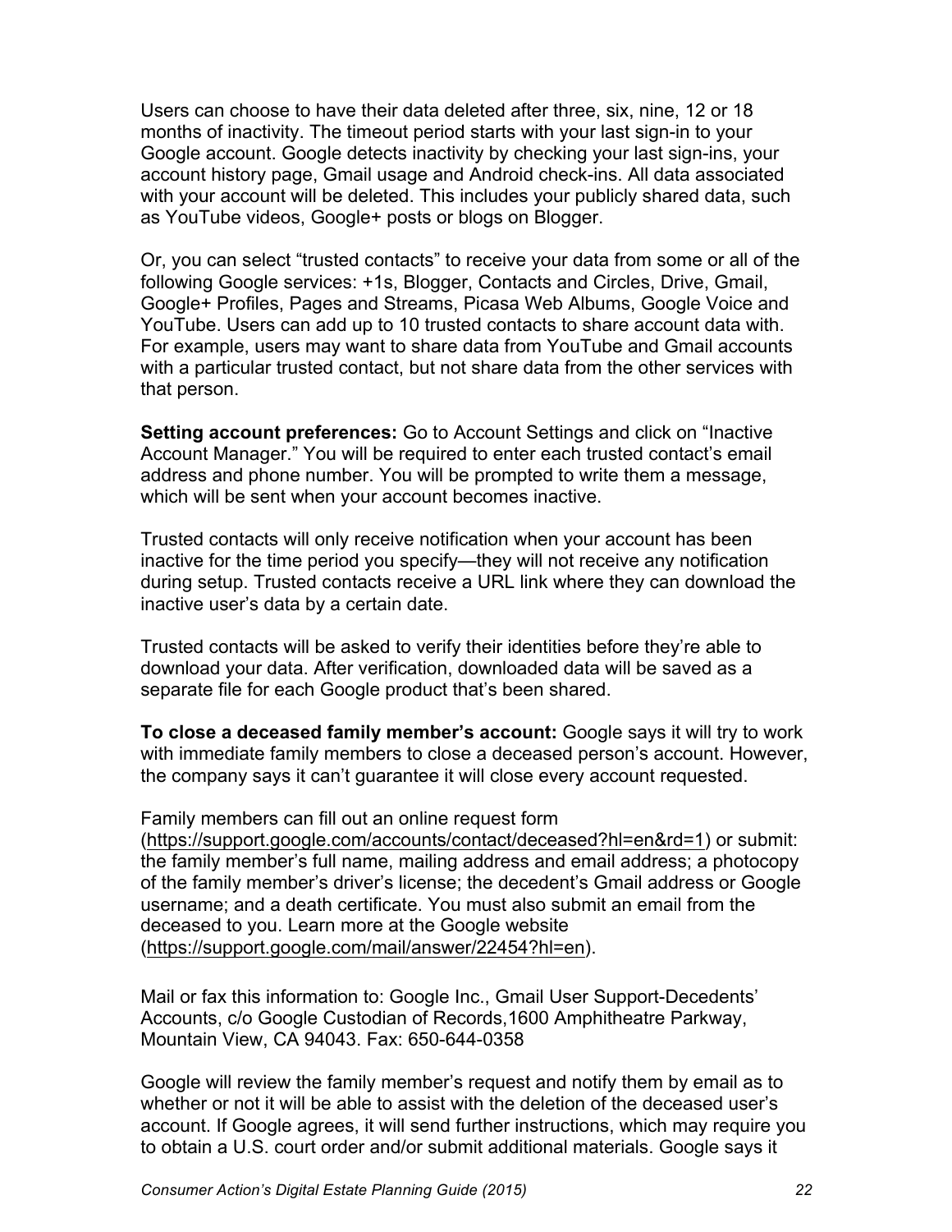Users can choose to have their data deleted after three, six, nine, 12 or 18 months of inactivity. The timeout period starts with your last sign-in to your Google account. Google detects inactivity by checking your last sign-ins, your account history page, Gmail usage and Android check-ins. All data associated with your account will be deleted. This includes your publicly shared data, such as YouTube videos, Google+ posts or blogs on Blogger.

Or, you can select "trusted contacts" to receive your data from some or all of the following Google services: +1s, Blogger, Contacts and Circles, Drive, Gmail, Google+ Profiles, Pages and Streams, Picasa Web Albums, Google Voice and YouTube. Users can add up to 10 trusted contacts to share account data with. For example, users may want to share data from YouTube and Gmail accounts with a particular trusted contact, but not share data from the other services with that person.

**Setting account preferences:** Go to Account Settings and click on "Inactive Account Manager." You will be required to enter each trusted contact's email address and phone number. You will be prompted to write them a message, which will be sent when your account becomes inactive.

Trusted contacts will only receive notification when your account has been inactive for the time period you specify—they will not receive any notification during setup. Trusted contacts receive a URL link where they can download the inactive user's data by a certain date.

Trusted contacts will be asked to verify their identities before they're able to download your data. After verification, downloaded data will be saved as a separate file for each Google product that's been shared.

**To close a deceased family member's account:** Google says it will try to work with immediate family members to close a deceased person's account. However, the company says it can't guarantee it will close every account requested.

Family members can fill out an online request form (https://support.google.com/accounts/contact/deceased?hl=en&rd=1) or submit: the family member's full name, mailing address and email address; a photocopy of the family member's driver's license; the decedent's Gmail address or Google username; and a death certificate. You must also submit an email from the deceased to you. Learn more at the Google website (https://support.google.com/mail/answer/22454?hl=en).

Mail or fax this information to: Google Inc., Gmail User Support-Decedents' Accounts, c/o Google Custodian of Records,1600 Amphitheatre Parkway, Mountain View, CA 94043. Fax: 650-644-0358

Google will review the family member's request and notify them by email as to whether or not it will be able to assist with the deletion of the deceased user's account. If Google agrees, it will send further instructions, which may require you to obtain a U.S. court order and/or submit additional materials. Google says it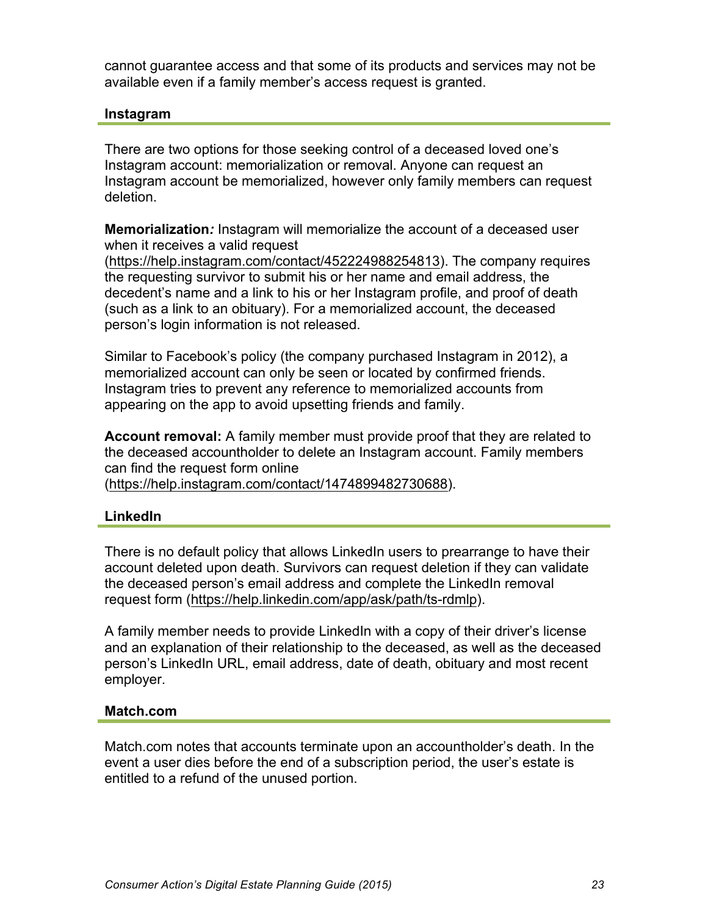cannot guarantee access and that some of its products and services may not be available even if a family member's access request is granted.

### Instagram

There are two options for those seeking control of a deceased loved one's Instagram account: memorialization or removal. Anyone can request an Instagram account be memorialized, however only family members can request deletion.

**Memorialization*:*** Instagram will memorialize the account of a deceased user when it receives a valid request (https://help.instagram.com/contact/452224988254813). The company requires the requesting survivor to submit his or her name and email address, the decedent's name and a link to his or her Instagram profile, and proof of death (such as a link to an obituary). For a memorialized account, the deceased person's login information is not released.

Similar to Facebook's policy (the company purchased Instagram in 2012), a memorialized account can only be seen or located by confirmed friends. Instagram tries to prevent any reference to memorialized accounts from appearing on the app to avoid upsetting friends and family.

**Account removal:** A family member must provide proof that they are related to the deceased accountholder to delete an Instagram account. Family members can find the request form online (https://help.instagram.com/contact/1474899482730688).

### LinkedIn

There is no default policy that allows LinkedIn users to prearrange to have their account deleted upon death. Survivors can request deletion if they can validate the deceased person's email address and complete the LinkedIn removal request form (https://help.linkedin.com/app/ask/path/ts-rdmlp).

A family member needs to provide LinkedIn with a copy of their driver's license and an explanation of their relationship to the deceased, as well as the deceased person's LinkedIn URL, email address, date of death, obituary and most recent employer.

### Match.com

Match.com notes that accounts terminate upon an accountholder's death. In the event a user dies before the end of a subscription period, the user's estate is entitled to a refund of the unused portion.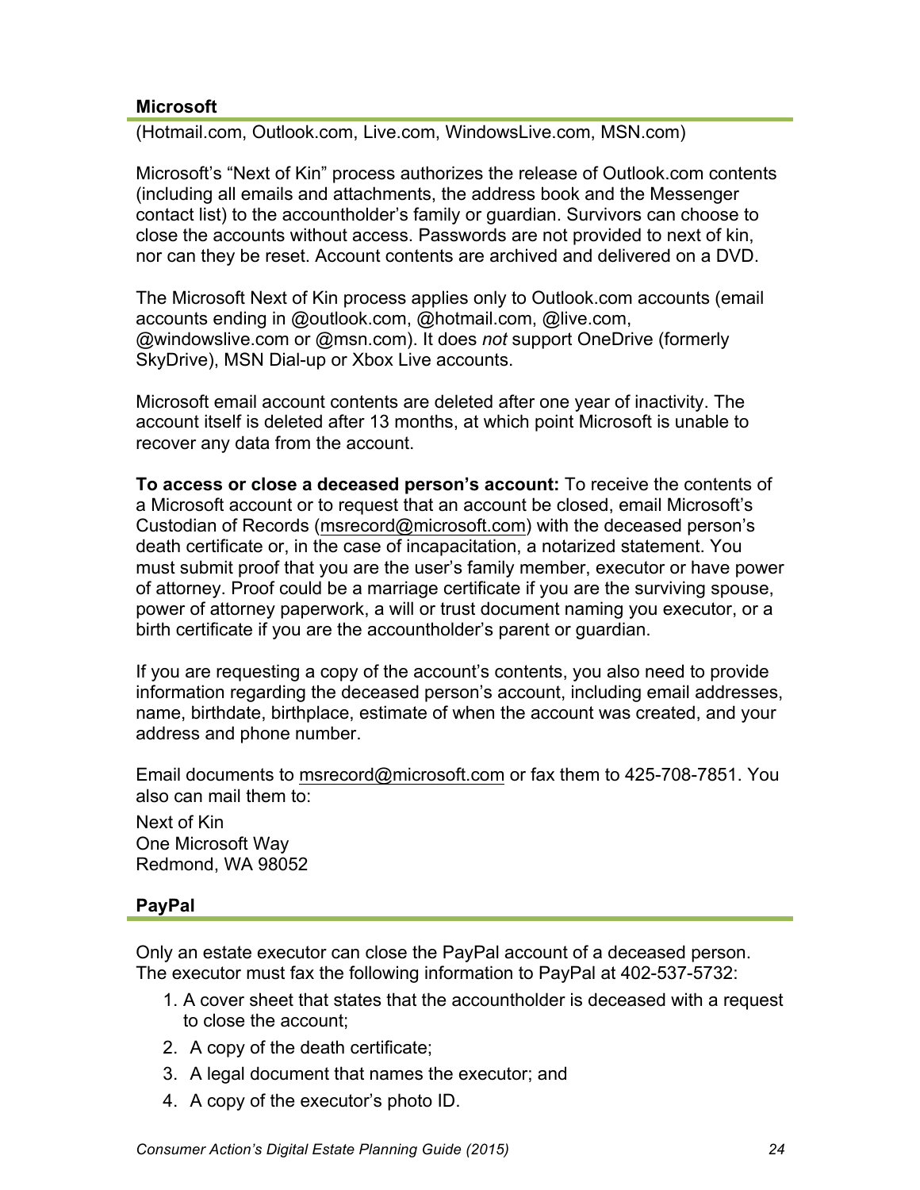### Microsoft

(Hotmail.com, Outlook.com, Live.com, WindowsLive.com, MSN.com)

Microsoft's "Next of Kin" process authorizes the release of Outlook.com contents (including all emails and attachments, the address book and the Messenger contact list) to the accountholder's family or guardian. Survivors can choose to close the accounts without access. Passwords are not provided to next of kin, nor can they be reset. Account contents are archived and delivered on a DVD.

The Microsoft Next of Kin process applies only to Outlook.com accounts (email accounts ending in @outlook.com, @hotmail.com, @live.com, @windowslive.com or @msn.com). It does *not* support OneDrive (formerly SkyDrive), MSN Dial-up or Xbox Live accounts.

Microsoft email account contents are deleted after one year of inactivity. The account itself is deleted after 13 months, at which point Microsoft is unable to recover any data from the account.

**To access or close a deceased person's account:** To receive the contents of a Microsoft account or to request that an account be closed, email Microsoft's Custodian of Records (msrecord@microsoft.com) with the deceased person's death certificate or, in the case of incapacitation, a notarized statement. You must submit proof that you are the user's family member, executor or have power of attorney. Proof could be a marriage certificate if you are the surviving spouse, power of attorney paperwork, a will or trust document naming you executor, or a birth certificate if you are the accountholder's parent or guardian.

If you are requesting a copy of the account's contents, you also need to provide information regarding the deceased person's account, including email addresses, name, birthdate, birthplace, estimate of when the account was created, and your address and phone number.

Email documents to msrecord@microsoft.com or fax them to 425-708-7851. You also can mail them to:

Next of Kin
One Microsoft Way
Redmond, WA 98052

### PayPal

Only an estate executor can close the PayPal account of a deceased person. The executor must fax the following information to PayPal at 402-537-5732:

1. A cover sheet that states that the accountholder is deceased with a request to close the account;
2. A copy of the death certificate;
3. A legal document that names the executor; and
4. A copy of the executor's photo ID.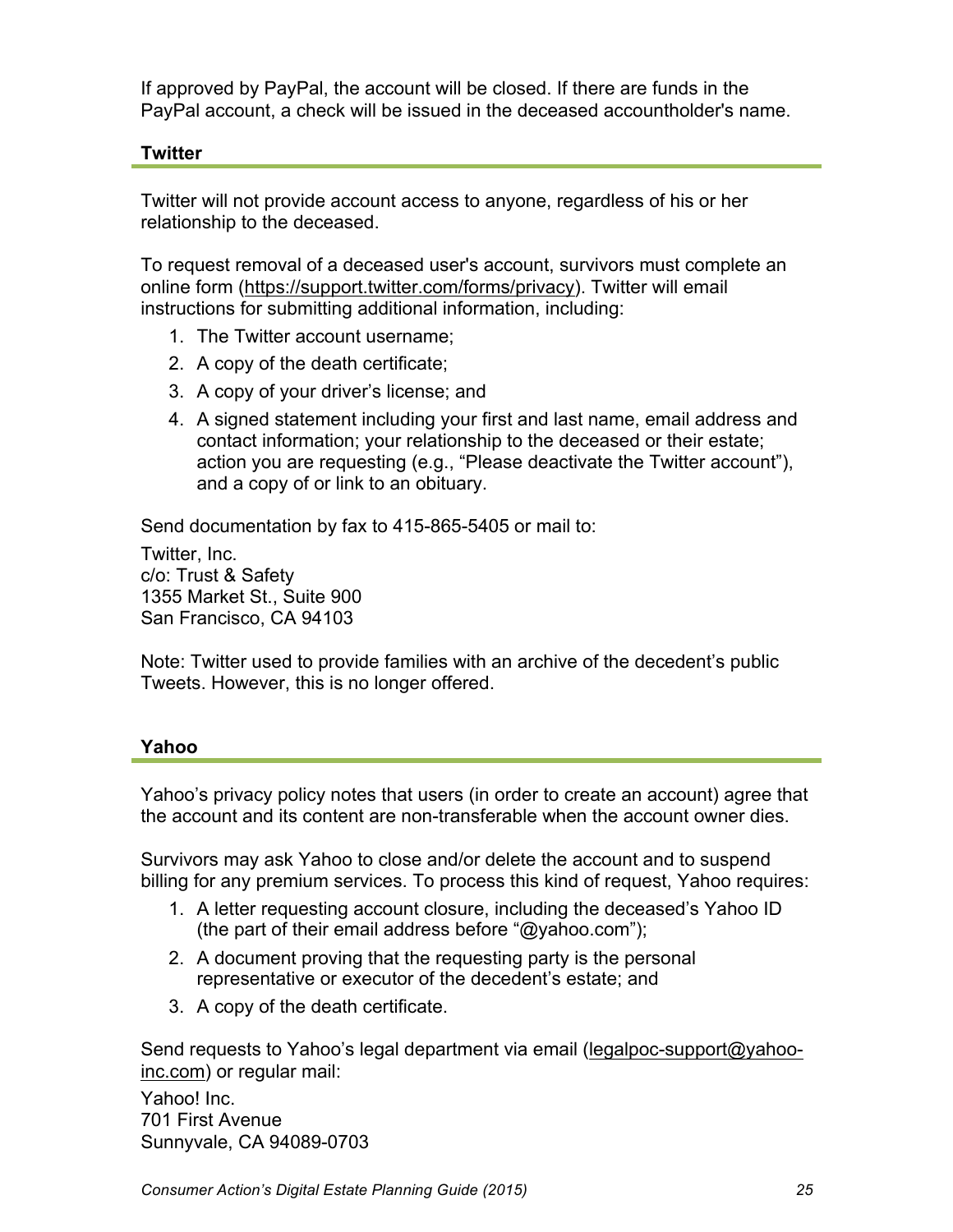If approved by PayPal, the account will be closed. If there are funds in the PayPal account, a check will be issued in the deceased accountholder's name.

### Twitter

Twitter will not provide account access to anyone, regardless of his or her relationship to the deceased.

To request removal of a deceased user's account, survivors must complete an online form (https://support.twitter.com/forms/privacy). Twitter will email instructions for submitting additional information, including:

1. The Twitter account username;
2. A copy of the death certificate;
3. A copy of your driver's license; and
4. A signed statement including your first and last name, email address and contact information; your relationship to the deceased or their estate; action you are requesting (e.g., "Please deactivate the Twitter account"), and a copy of or link to an obituary.

Send documentation by fax to 415-865-5405 or mail to:

Twitter, Inc.
c/o: Trust & Safety
1355 Market St., Suite 900
San Francisco, CA 94103

Note: Twitter used to provide families with an archive of the decedent's public Tweets. However, this is no longer offered.

### Yahoo

Yahoo's privacy policy notes that users (in order to create an account) agree that the account and its content are non-transferable when the account owner dies.

Survivors may ask Yahoo to close and/or delete the account and to suspend billing for any premium services. To process this kind of request, Yahoo requires:

1. A letter requesting account closure, including the deceased's Yahoo ID (the part of their email address before "@yahoo.com");
2. A document proving that the requesting party is the personal representative or executor of the decedent's estate; and
3. A copy of the death certificate.

Send requests to Yahoo's legal department via email (legalpoc-support@yahoo-inc.com) or regular mail:

Yahoo! Inc.
701 First Avenue
Sunnyvale, CA 94089-0703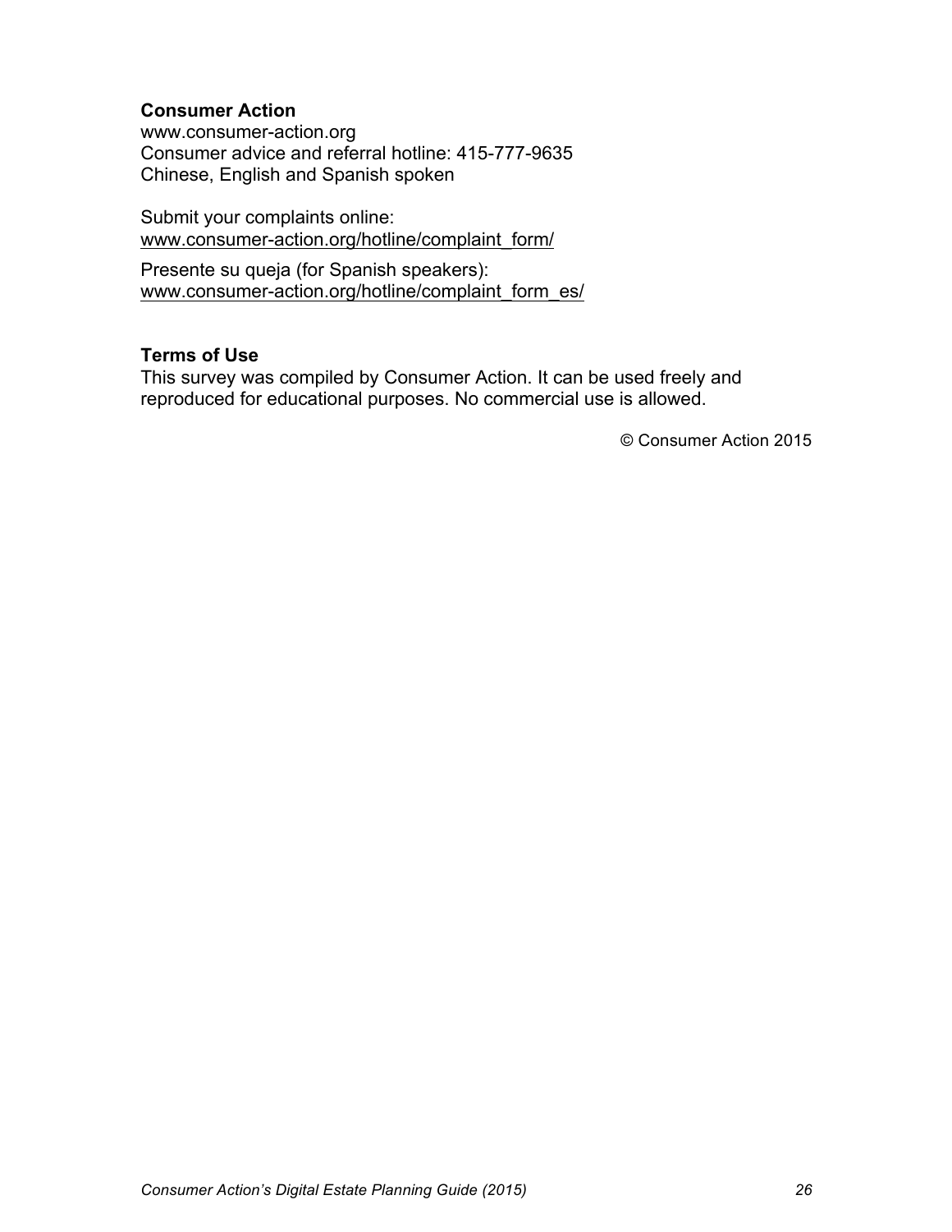**Consumer Action**
www.consumer-action.org
Consumer advice and referral hotline: 415-777-9635
Chinese, English and Spanish spoken

Submit your complaints online:
www.consumer-action.org/hotline/complaint_form/

Presente su queja (for Spanish speakers):
www.consumer-action.org/hotline/complaint_form_es/

**Terms of Use**
This survey was compiled by Consumer Action. It can be used freely and reproduced for educational purposes. No commercial use is allowed.

© Consumer Action 2015